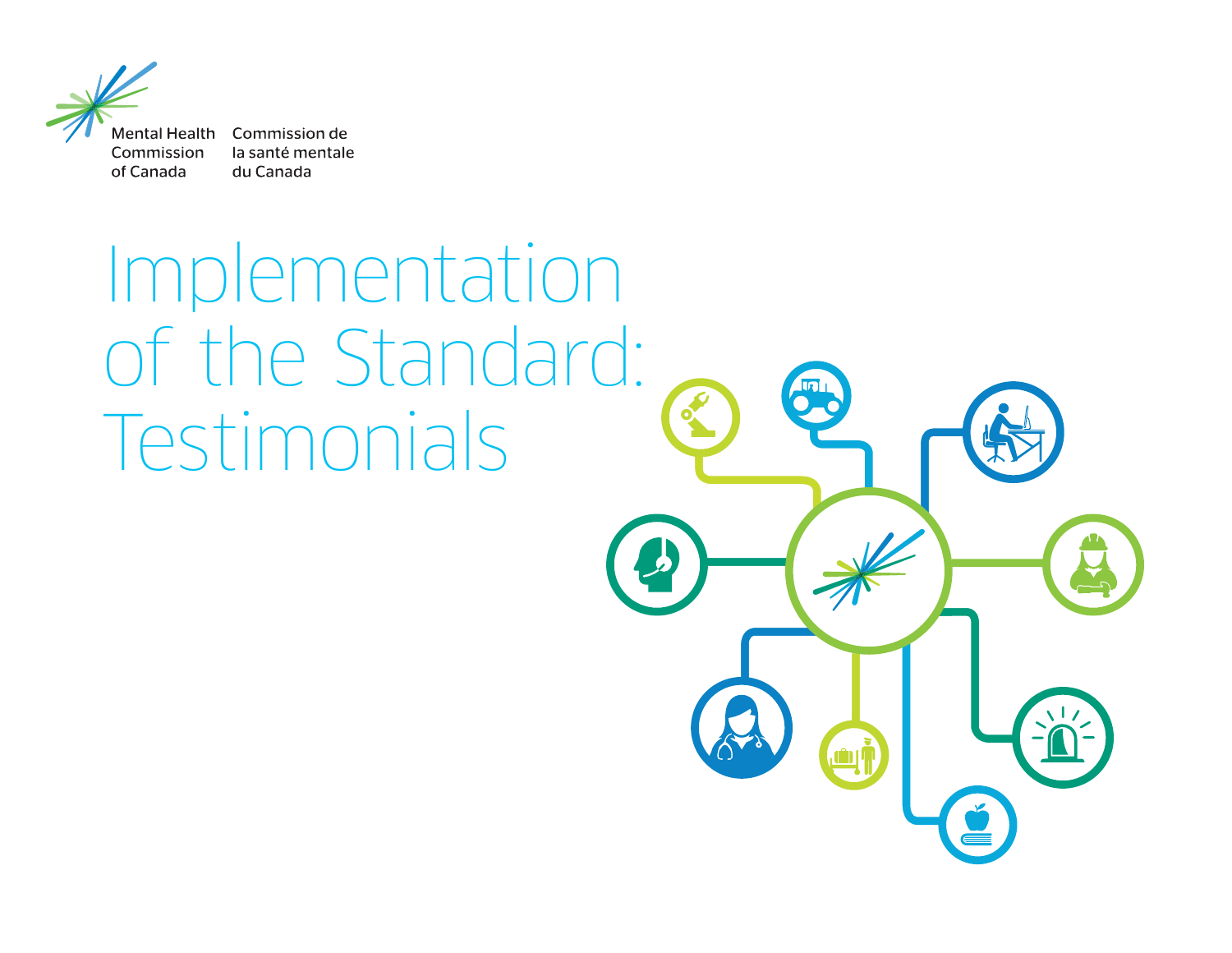Mental Health Commission of Canada

Commission de la santé mentale du Canada

# Implementation of the Standard: Testimonials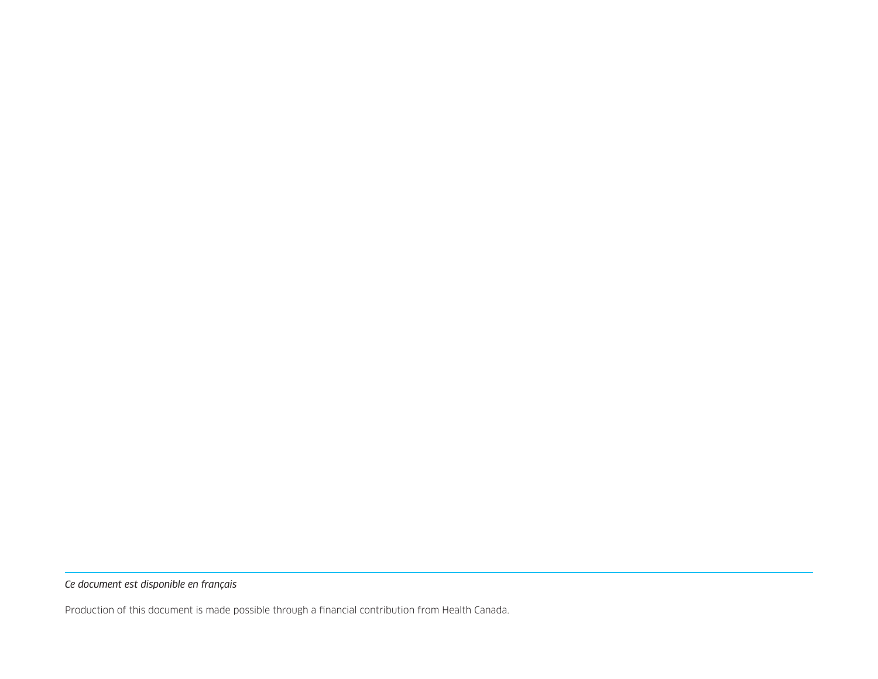---

*Ce document est disponible en français*

Production of this document is made possible through a financial contribution from Health Canada.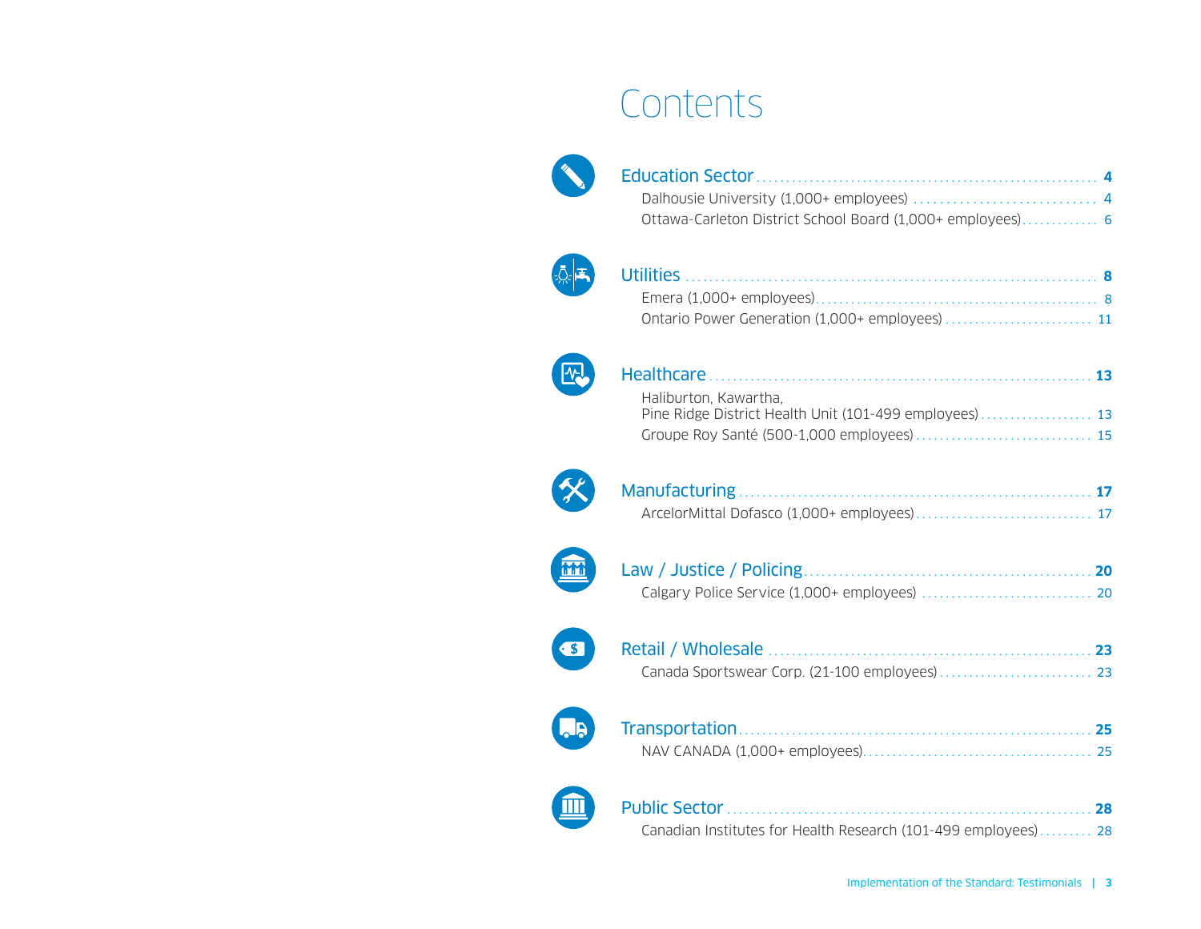# Contents

**Education Sector** .......... **4**

- Dalhousie University (1,000+ employees) .......... 4
- Ottawa-Carleton District School Board (1,000+ employees) .......... 6

**Utilities** .......... **8**

- Emera (1,000+ employees) .......... 8
- Ontario Power Generation (1,000+ employees) .......... 11

**Healthcare** .......... **13**

- Haliburton, Kawartha, Pine Ridge District Health Unit (101-499 employees) .......... 13
- Groupe Roy Santé (500-1,000 employees) .......... 15

**Manufacturing** .......... **17**

- ArcelorMittal Dofasco (1,000+ employees) .......... 17

**Law / Justice / Policing** .......... **20**

- Calgary Police Service (1,000+ employees) .......... 20

**Retail / Wholesale** .......... **23**

- Canada Sportswear Corp. (21-100 employees) .......... 23

**Transportation** .......... **25**

- NAV CANADA (1,000+ employees) .......... 25

**Public Sector** .......... **28**

- Canadian Institutes for Health Research (101-499 employees) .......... 28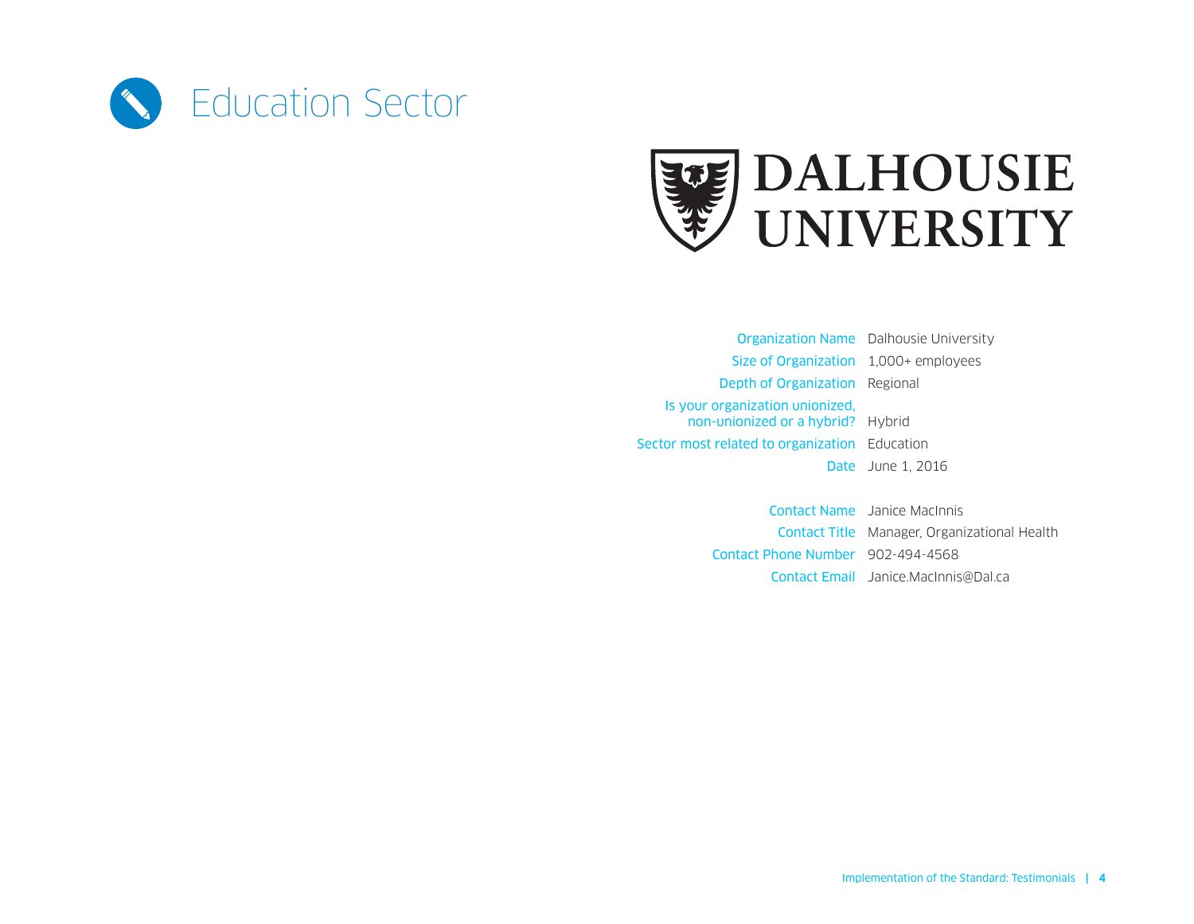# Education Sector

**DALHOUSIE UNIVERSITY**

| | |
|---|---|
| Organization Name | Dalhousie University |
| Size of Organization | 1,000+ employees |
| Depth of Organization | Regional |
| Is your organization unionized, non-unionized or a hybrid? | Hybrid |
| Sector most related to organization | Education |
| Date | June 1, 2016 |
| Contact Name | Janice MacInnis |
| Contact Title | Manager, Organizational Health |
| Contact Phone Number | 902-494-4568 |
| Contact Email | Janice.MacInnis@Dal.ca |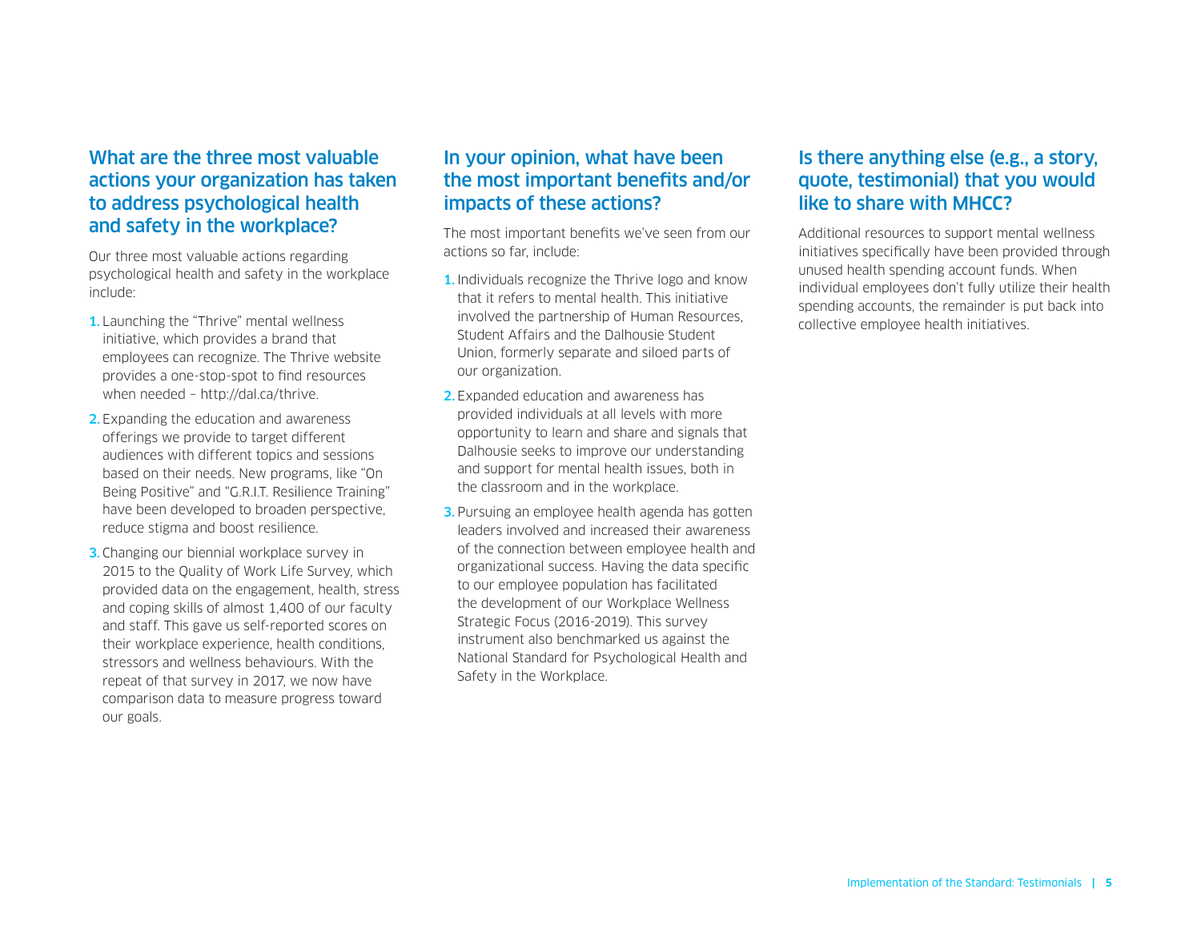## What are the three most valuable actions your organization has taken to address psychological health and safety in the workplace?

Our three most valuable actions regarding psychological health and safety in the workplace include:

1. Launching the "Thrive" mental wellness initiative, which provides a brand that employees can recognize. The Thrive website provides a one-stop-spot to find resources when needed – http://dal.ca/thrive.
2. Expanding the education and awareness offerings we provide to target different audiences with different topics and sessions based on their needs. New programs, like "On Being Positive" and "G.R.I.T. Resilience Training" have been developed to broaden perspective, reduce stigma and boost resilience.
3. Changing our biennial workplace survey in 2015 to the Quality of Work Life Survey, which provided data on the engagement, health, stress and coping skills of almost 1,400 of our faculty and staff. This gave us self-reported scores on their workplace experience, health conditions, stressors and wellness behaviours. With the repeat of that survey in 2017, we now have comparison data to measure progress toward our goals.

## In your opinion, what have been the most important benefits and/or impacts of these actions?

The most important benefits we've seen from our actions so far, include:

1. Individuals recognize the Thrive logo and know that it refers to mental health. This initiative involved the partnership of Human Resources, Student Affairs and the Dalhousie Student Union, formerly separate and siloed parts of our organization.
2. Expanded education and awareness has provided individuals at all levels with more opportunity to learn and share and signals that Dalhousie seeks to improve our understanding and support for mental health issues, both in the classroom and in the workplace.
3. Pursuing an employee health agenda has gotten leaders involved and increased their awareness of the connection between employee health and organizational success. Having the data specific to our employee population has facilitated the development of our Workplace Wellness Strategic Focus (2016-2019). This survey instrument also benchmarked us against the National Standard for Psychological Health and Safety in the Workplace.

## Is there anything else (e.g., a story, quote, testimonial) that you would like to share with MHCC?

Additional resources to support mental wellness initiatives specifically have been provided through unused health spending account funds. When individual employees don't fully utilize their health spending accounts, the remainder is put back into collective employee health initiatives.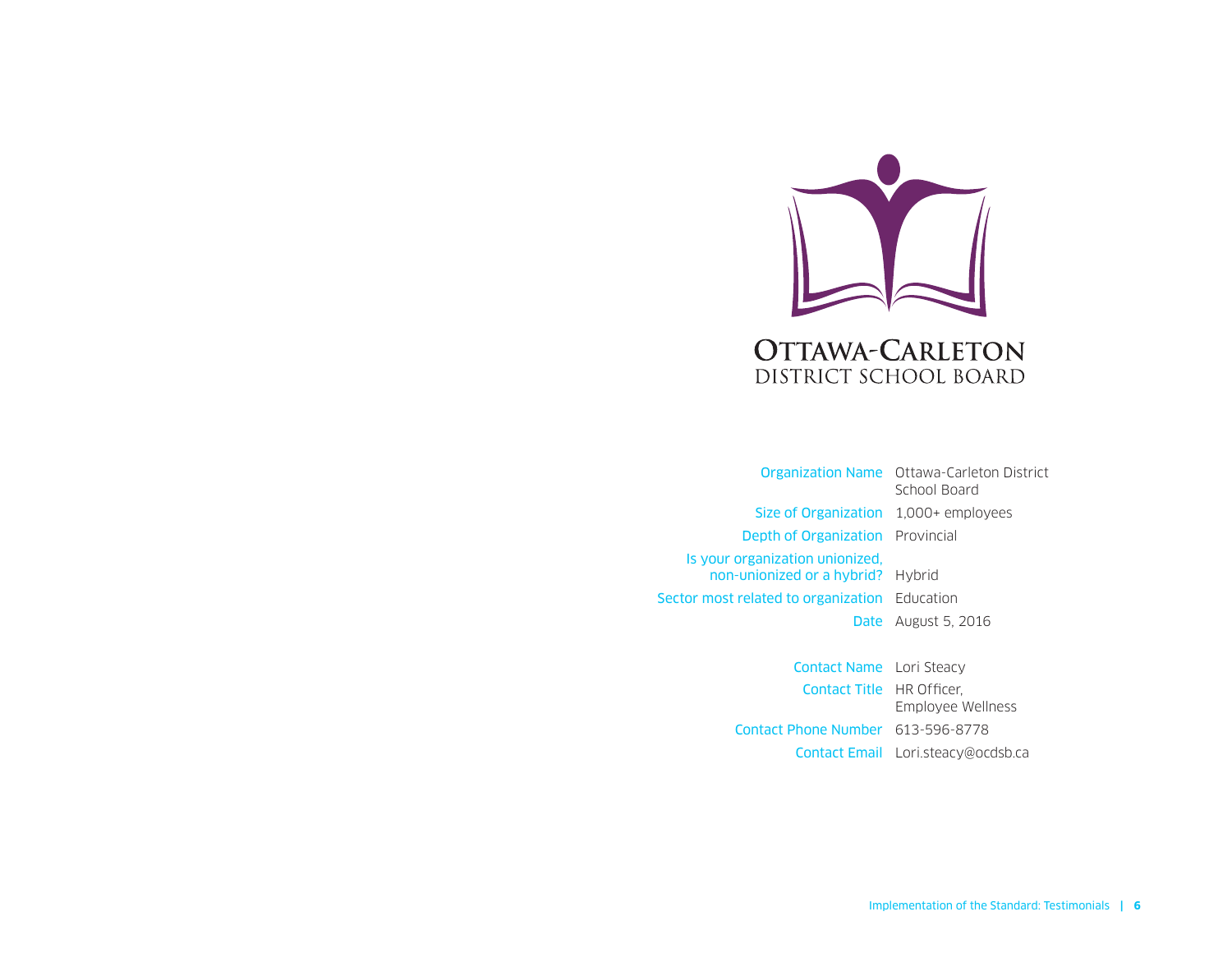OTTAWA-CARLETON
DISTRICT SCHOOL BOARD

| | |
|---|---|
| Organization Name | Ottawa-Carleton District School Board |
| Size of Organization | 1,000+ employees |
| Depth of Organization | Provincial |
| Is your organization unionized, non-unionized or a hybrid? | Hybrid |
| Sector most related to organization | Education |
| Date | August 5, 2016 |
| Contact Name | Lori Steacy |
| Contact Title | HR Officer, Employee Wellness |
| Contact Phone Number | 613-596-8778 |
| Contact Email | Lori.steacy@ocdsb.ca |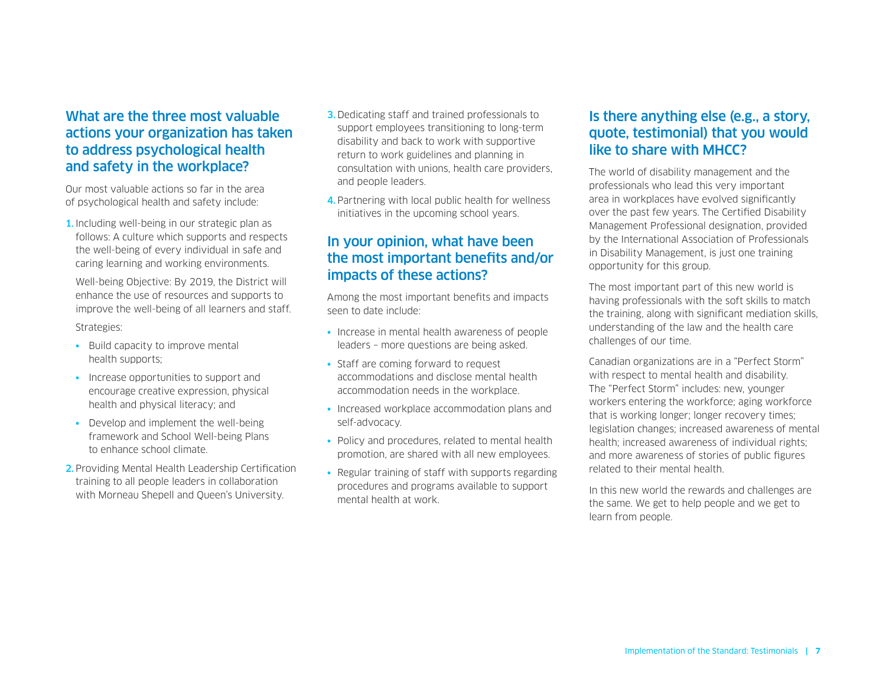## What are the three most valuable actions your organization has taken to address psychological health and safety in the workplace?

Our most valuable actions so far in the area of psychological health and safety include:

1. Including well-being in our strategic plan as follows: A culture which supports and respects the well-being of every individual in safe and caring learning and working environments.

   Well-being Objective: By 2019, the District will enhance the use of resources and supports to improve the well-being of all learners and staff.

   Strategies:

   - Build capacity to improve mental health supports;
   - Increase opportunities to support and encourage creative expression, physical health and physical literacy; and
   - Develop and implement the well-being framework and School Well-being Plans to enhance school climate.

2. Providing Mental Health Leadership Certification training to all people leaders in collaboration with Morneau Shepell and Queen's University.
3. Dedicating staff and trained professionals to support employees transitioning to long-term disability and back to work with supportive return to work guidelines and planning in consultation with unions, health care providers, and people leaders.
4. Partnering with local public health for wellness initiatives in the upcoming school years.

## In your opinion, what have been the most important benefits and/or impacts of these actions?

Among the most important benefits and impacts seen to date include:

- Increase in mental health awareness of people leaders – more questions are being asked.
- Staff are coming forward to request accommodations and disclose mental health accommodation needs in the workplace.
- Increased workplace accommodation plans and self-advocacy.
- Policy and procedures, related to mental health promotion, are shared with all new employees.
- Regular training of staff with supports regarding procedures and programs available to support mental health at work.

## Is there anything else (e.g., a story, quote, testimonial) that you would like to share with MHCC?

The world of disability management and the professionals who lead this very important area in workplaces have evolved significantly over the past few years. The Certified Disability Management Professional designation, provided by the International Association of Professionals in Disability Management, is just one training opportunity for this group.

The most important part of this new world is having professionals with the soft skills to match the training, along with significant mediation skills, understanding of the law and the health care challenges of our time.

Canadian organizations are in a "Perfect Storm" with respect to mental health and disability. The "Perfect Storm" includes: new, younger workers entering the workforce; aging workforce that is working longer; longer recovery times; legislation changes; increased awareness of mental health; increased awareness of individual rights; and more awareness of stories of public figures related to their mental health.

In this new world the rewards and challenges are the same. We get to help people and we get to learn from people.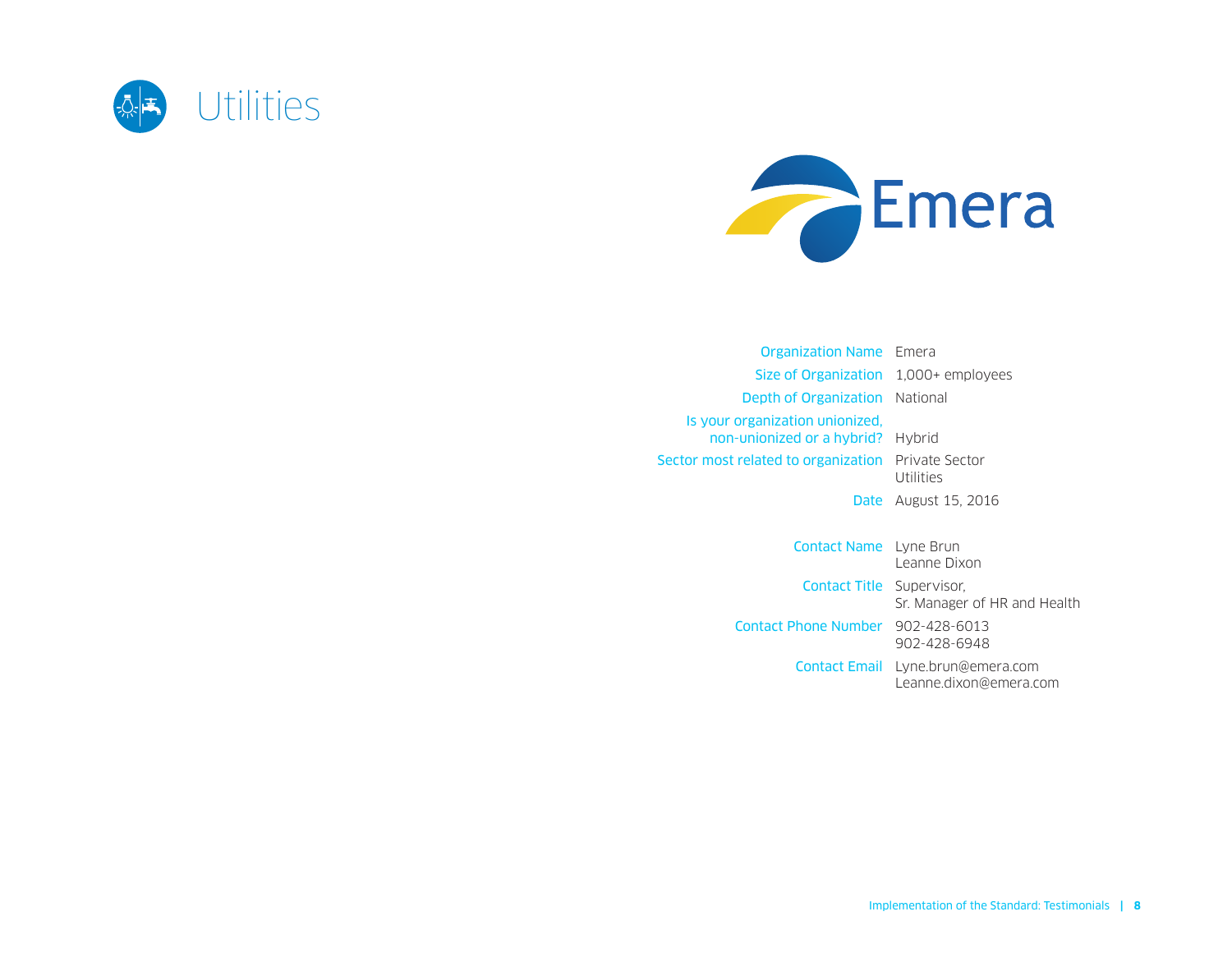# Utilities

Emera

| | |
|---|---|
| Organization Name | Emera |
| Size of Organization | 1,000+ employees |
| Depth of Organization | National |
| Is your organization unionized, non-unionized or a hybrid? | Hybrid |
| Sector most related to organization | Private Sector Utilities |
| Date | August 15, 2016 |
| Contact Name | Lyne Brun<br>Leanne Dixon |
| Contact Title | Supervisor,<br>Sr. Manager of HR and Health |
| Contact Phone Number | 902-428-6013<br>902-428-6948 |
| Contact Email | Lyne.brun@emera.com<br>Leanne.dixon@emera.com |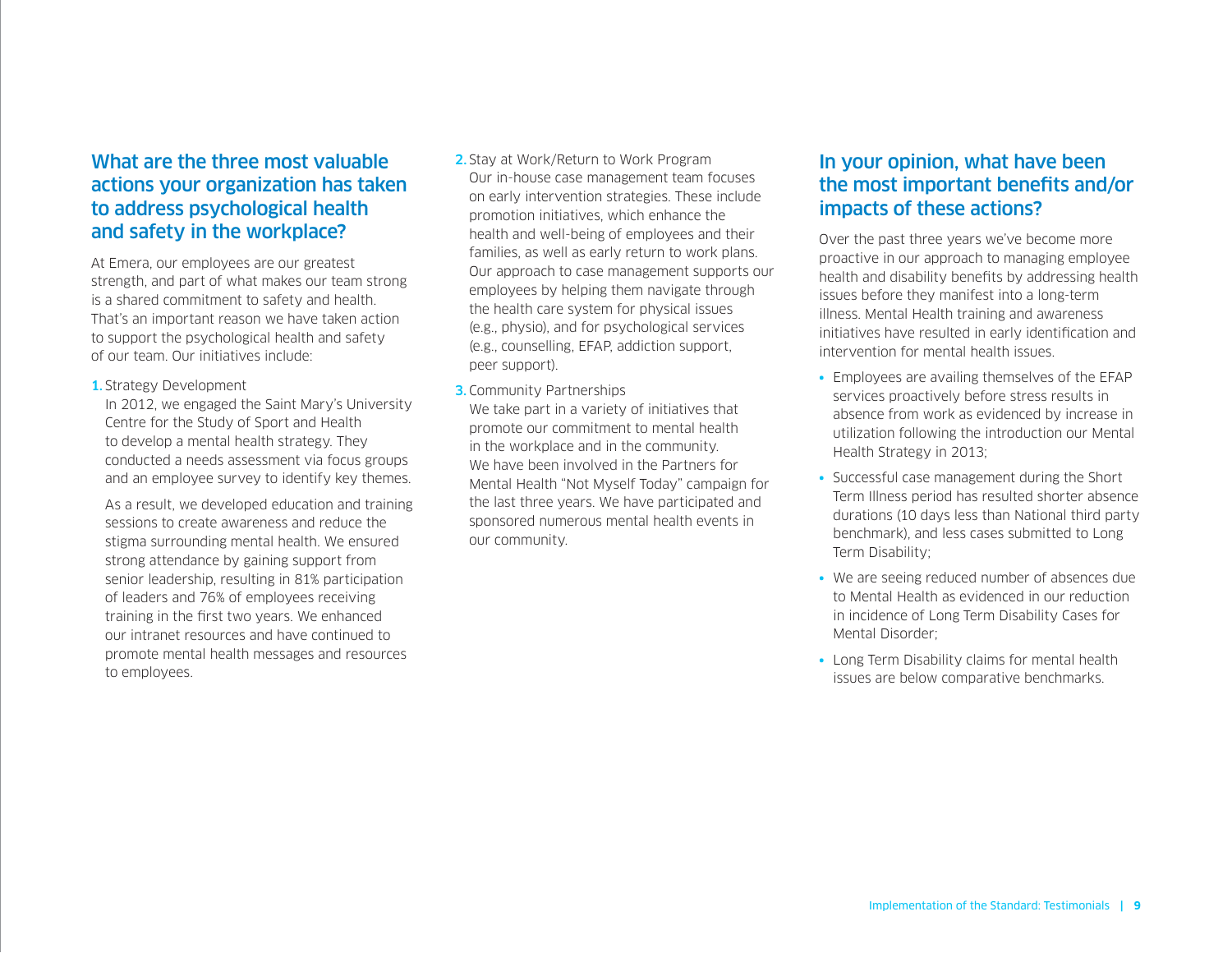## What are the three most valuable actions your organization has taken to address psychological health and safety in the workplace?

At Emera, our employees are our greatest strength, and part of what makes our team strong is a shared commitment to safety and health. That's an important reason we have taken action to support the psychological health and safety of our team. Our initiatives include:

1. Strategy Development

   In 2012, we engaged the Saint Mary's University Centre for the Study of Sport and Health to develop a mental health strategy. They conducted a needs assessment via focus groups and an employee survey to identify key themes.

   As a result, we developed education and training sessions to create awareness and reduce the stigma surrounding mental health. We ensured strong attendance by gaining support from senior leadership, resulting in 81% participation of leaders and 76% of employees receiving training in the first two years. We enhanced our intranet resources and have continued to promote mental health messages and resources to employees.

2. Stay at Work/Return to Work Program

   Our in-house case management team focuses on early intervention strategies. These include promotion initiatives, which enhance the health and well-being of employees and their families, as well as early return to work plans. Our approach to case management supports our employees by helping them navigate through the health care system for physical issues (e.g., physio), and for psychological services (e.g., counselling, EFAP, addiction support, peer support).

3. Community Partnerships

   We take part in a variety of initiatives that promote our commitment to mental health in the workplace and in the community. We have been involved in the Partners for Mental Health "Not Myself Today" campaign for the last three years. We have participated and sponsored numerous mental health events in our community.

## In your opinion, what have been the most important benefits and/or impacts of these actions?

Over the past three years we've become more proactive in our approach to managing employee health and disability benefits by addressing health issues before they manifest into a long-term illness. Mental Health training and awareness initiatives have resulted in early identification and intervention for mental health issues.

- Employees are availing themselves of the EFAP services proactively before stress results in absence from work as evidenced by increase in utilization following the introduction our Mental Health Strategy in 2013;
- Successful case management during the Short Term Illness period has resulted shorter absence durations (10 days less than National third party benchmark), and less cases submitted to Long Term Disability;
- We are seeing reduced number of absences due to Mental Health as evidenced in our reduction in incidence of Long Term Disability Cases for Mental Disorder;
- Long Term Disability claims for mental health issues are below comparative benchmarks.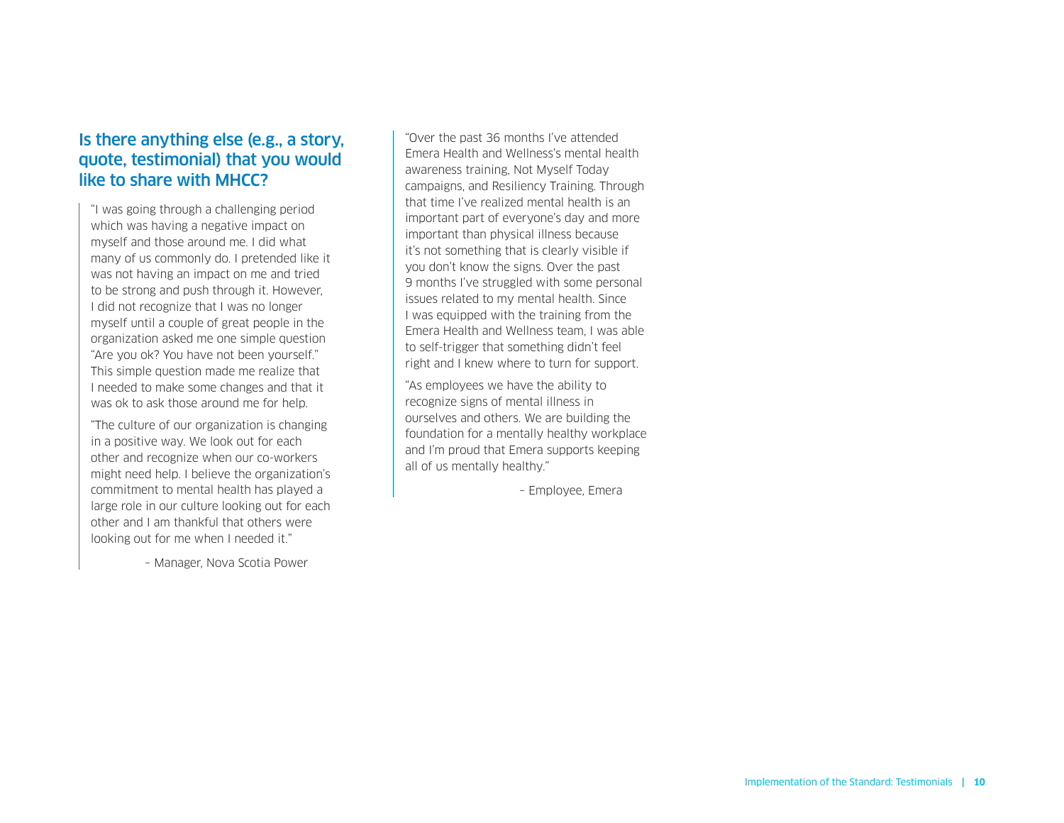## Is there anything else (e.g., a story, quote, testimonial) that you would like to share with MHCC?

"I was going through a challenging period which was having a negative impact on myself and those around me. I did what many of us commonly do. I pretended like it was not having an impact on me and tried to be strong and push through it. However, I did not recognize that I was no longer myself until a couple of great people in the organization asked me one simple question "Are you ok? You have not been yourself." This simple question made me realize that I needed to make some changes and that it was ok to ask those around me for help.

"The culture of our organization is changing in a positive way. We look out for each other and recognize when our co-workers might need help. I believe the organization's commitment to mental health has played a large role in our culture looking out for each other and I am thankful that others were looking out for me when I needed it."

– Manager, Nova Scotia Power

"Over the past 36 months I've attended Emera Health and Wellness's mental health awareness training, Not Myself Today campaigns, and Resiliency Training. Through that time I've realized mental health is an important part of everyone's day and more important than physical illness because it's not something that is clearly visible if you don't know the signs. Over the past 9 months I've struggled with some personal issues related to my mental health. Since I was equipped with the training from the Emera Health and Wellness team, I was able to self-trigger that something didn't feel right and I knew where to turn for support.

"As employees we have the ability to recognize signs of mental illness in ourselves and others. We are building the foundation for a mentally healthy workplace and I'm proud that Emera supports keeping all of us mentally healthy."

– Employee, Emera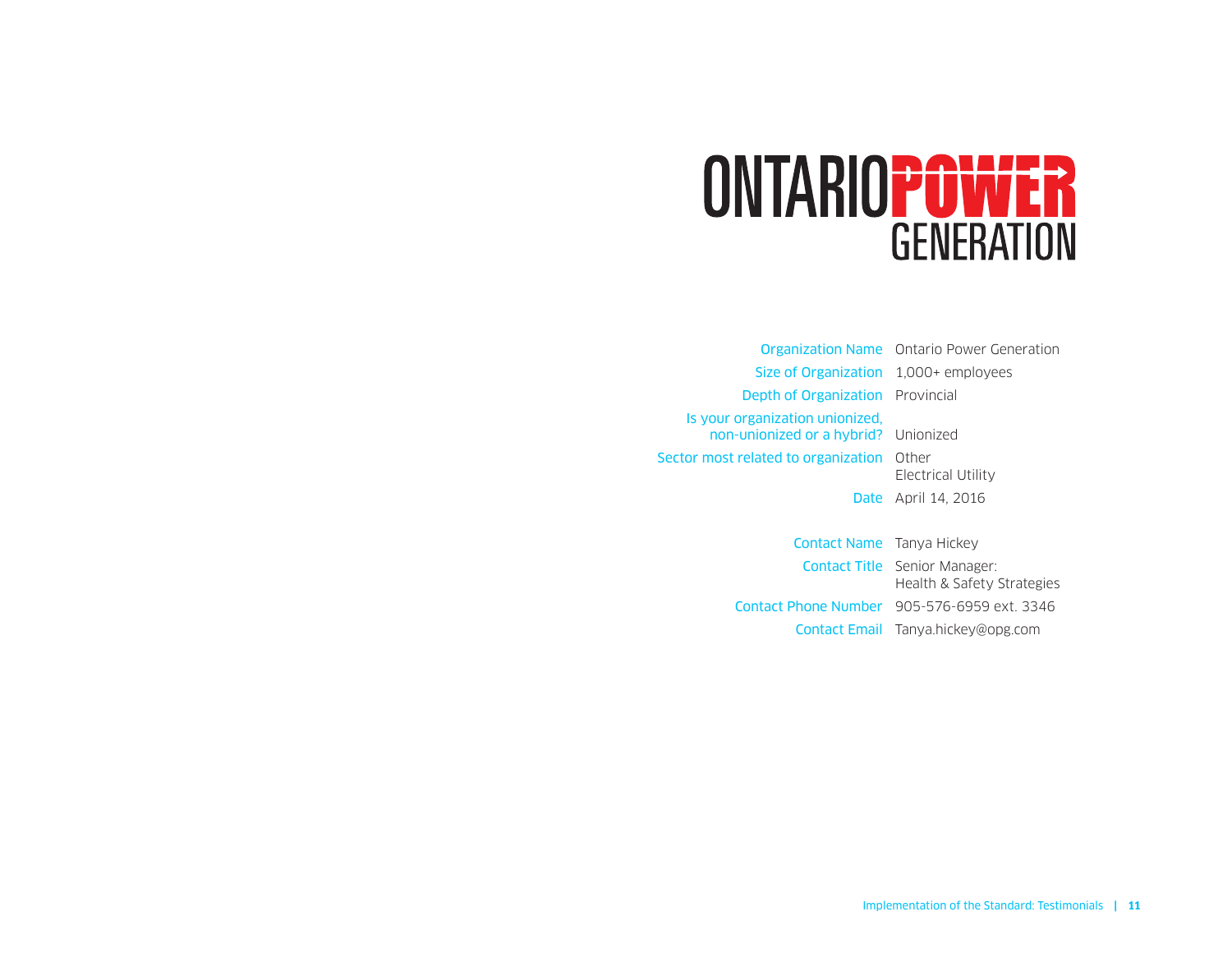# ONTARIO POWER GENERATION

| | |
|---|---|
| Organization Name | Ontario Power Generation |
| Size of Organization | 1,000+ employees |
| Depth of Organization | Provincial |
| Is your organization unionized, non-unionized or a hybrid? | Unionized |
| Sector most related to organization | Other<br>Electrical Utility |
| Date | April 14, 2016 |
| Contact Name | Tanya Hickey |
| Contact Title | Senior Manager:<br>Health & Safety Strategies |
| Contact Phone Number | 905-576-6959 ext. 3346 |
| Contact Email | Tanya.hickey@opg.com |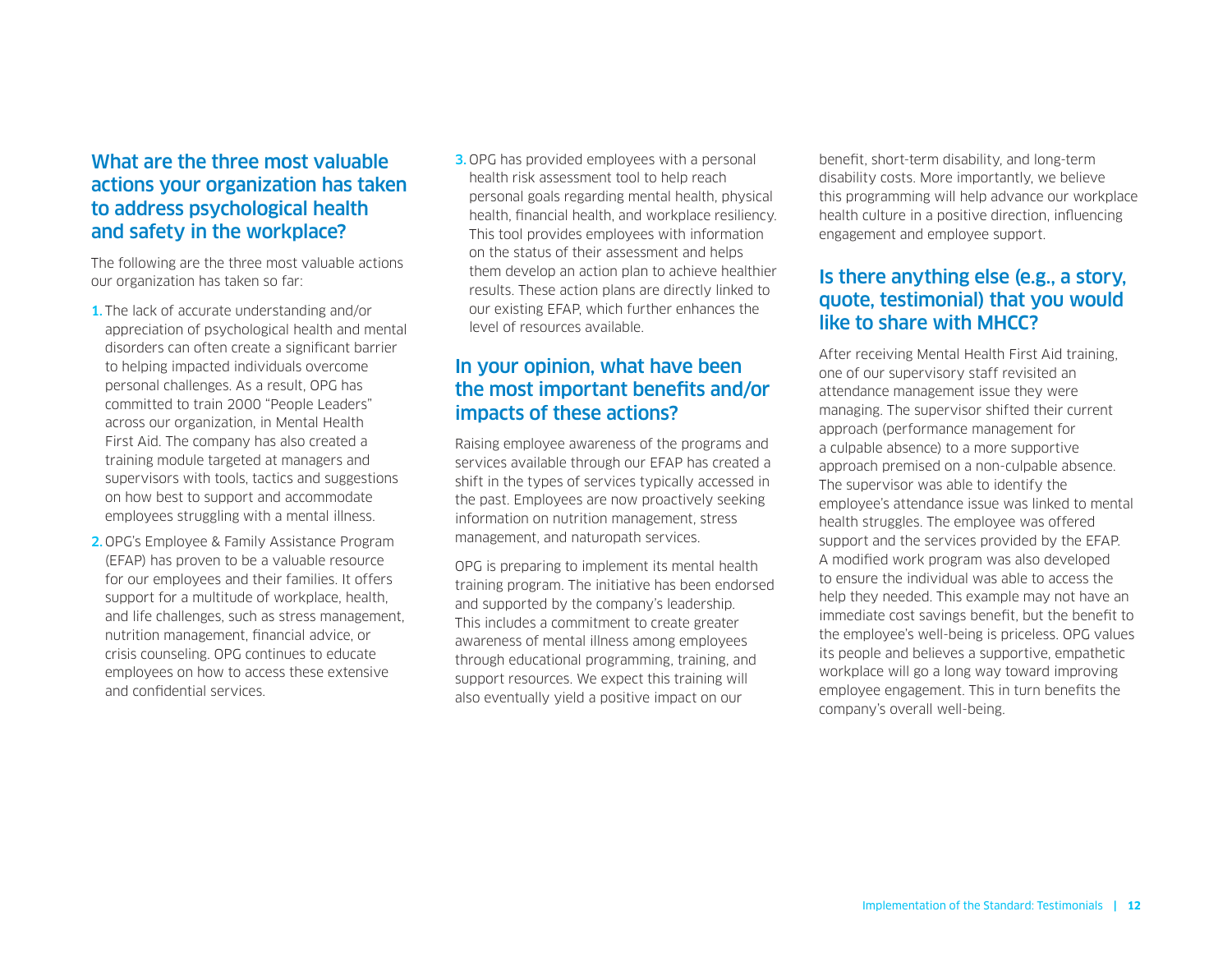## What are the three most valuable actions your organization has taken to address psychological health and safety in the workplace?

The following are the three most valuable actions our organization has taken so far:

1. The lack of accurate understanding and/or appreciation of psychological health and mental disorders can often create a significant barrier to helping impacted individuals overcome personal challenges. As a result, OPG has committed to train 2000 "People Leaders" across our organization, in Mental Health First Aid. The company has also created a training module targeted at managers and supervisors with tools, tactics and suggestions on how best to support and accommodate employees struggling with a mental illness.
2. OPG's Employee & Family Assistance Program (EFAP) has proven to be a valuable resource for our employees and their families. It offers support for a multitude of workplace, health, and life challenges, such as stress management, nutrition management, financial advice, or crisis counseling. OPG continues to educate employees on how to access these extensive and confidential services.
3. OPG has provided employees with a personal health risk assessment tool to help reach personal goals regarding mental health, physical health, financial health, and workplace resiliency. This tool provides employees with information on the status of their assessment and helps them develop an action plan to achieve healthier results. These action plans are directly linked to our existing EFAP, which further enhances the level of resources available.

## In your opinion, what have been the most important benefits and/or impacts of these actions?

Raising employee awareness of the programs and services available through our EFAP has created a shift in the types of services typically accessed in the past. Employees are now proactively seeking information on nutrition management, stress management, and naturopath services.

OPG is preparing to implement its mental health training program. The initiative has been endorsed and supported by the company's leadership. This includes a commitment to create greater awareness of mental illness among employees through educational programming, training, and support resources. We expect this training will also eventually yield a positive impact on our benefit, short-term disability, and long-term disability costs. More importantly, we believe this programming will help advance our workplace health culture in a positive direction, influencing engagement and employee support.

## Is there anything else (e.g., a story, quote, testimonial) that you would like to share with MHCC?

After receiving Mental Health First Aid training, one of our supervisory staff revisited an attendance management issue they were managing. The supervisor shifted their current approach (performance management for a culpable absence) to a more supportive approach premised on a non-culpable absence. The supervisor was able to identify the employee's attendance issue was linked to mental health struggles. The employee was offered support and the services provided by the EFAP. A modified work program was also developed to ensure the individual was able to access the help they needed. This example may not have an immediate cost savings benefit, but the benefit to the employee's well-being is priceless. OPG values its people and believes a supportive, empathetic workplace will go a long way toward improving employee engagement. This in turn benefits the company's overall well-being.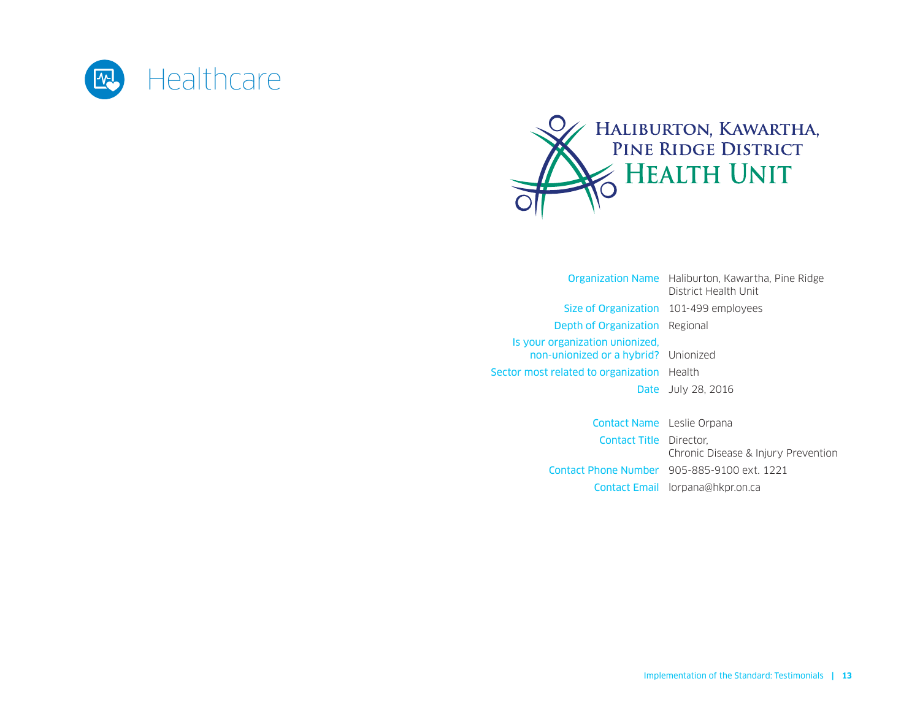# Healthcare

HALIBURTON, KAWARTHA, PINE RIDGE DISTRICT HEALTH UNIT

| | |
|---|---|
| Organization Name | Haliburton, Kawartha, Pine Ridge District Health Unit |
| Size of Organization | 101-499 employees |
| Depth of Organization | Regional |
| Is your organization unionized, non-unionized or a hybrid? | Unionized |
| Sector most related to organization | Health |
| Date | July 28, 2016 |
| Contact Name | Leslie Orpana |
| Contact Title | Director, Chronic Disease & Injury Prevention |
| Contact Phone Number | 905-885-9100 ext. 1221 |
| Contact Email | lorpana@hkpr.on.ca |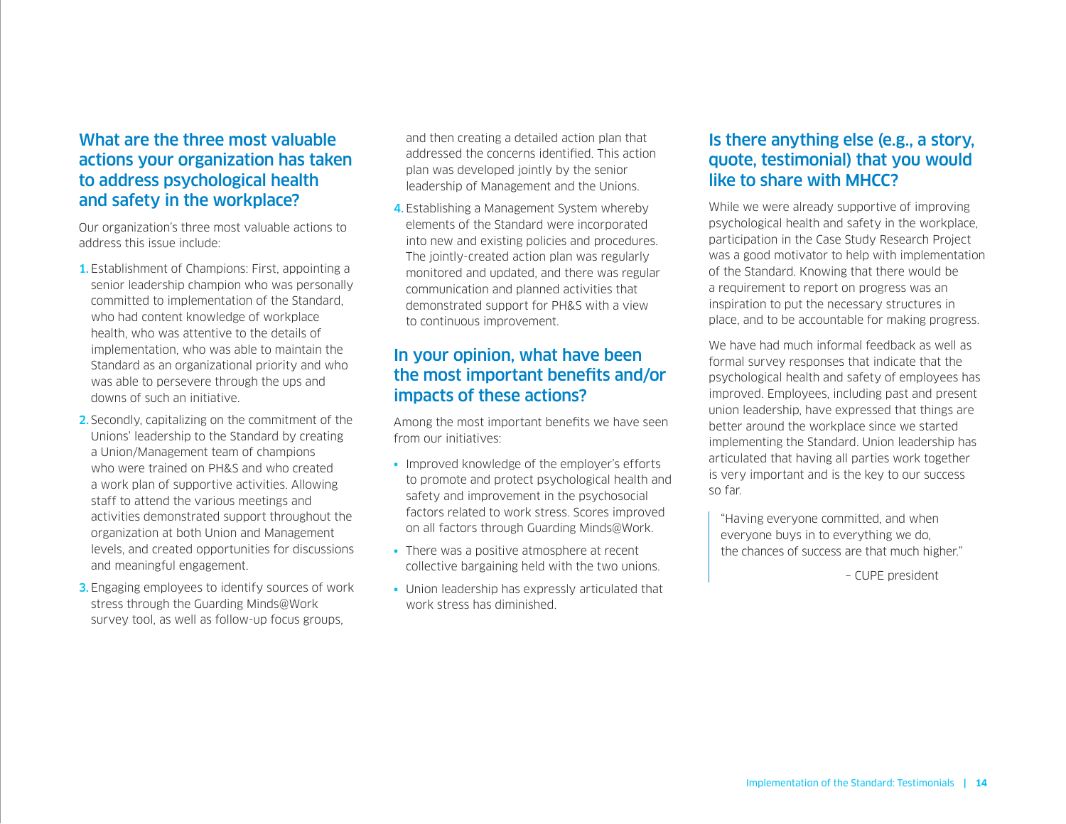## What are the three most valuable actions your organization has taken to address psychological health and safety in the workplace?

Our organization's three most valuable actions to address this issue include:

1. Establishment of Champions: First, appointing a senior leadership champion who was personally committed to implementation of the Standard, who had content knowledge of workplace health, who was attentive to the details of implementation, who was able to maintain the Standard as an organizational priority and who was able to persevere through the ups and downs of such an initiative.
2. Secondly, capitalizing on the commitment of the Unions' leadership to the Standard by creating a Union/Management team of champions who were trained on PH&S and who created a work plan of supportive activities. Allowing staff to attend the various meetings and activities demonstrated support throughout the organization at both Union and Management levels, and created opportunities for discussions and meaningful engagement.
3. Engaging employees to identify sources of work stress through the Guarding Minds@Work survey tool, as well as follow-up focus groups, and then creating a detailed action plan that addressed the concerns identified. This action plan was developed jointly by the senior leadership of Management and the Unions.
4. Establishing a Management System whereby elements of the Standard were incorporated into new and existing policies and procedures. The jointly-created action plan was regularly monitored and updated, and there was regular communication and planned activities that demonstrated support for PH&S with a view to continuous improvement.

## In your opinion, what have been the most important benefits and/or impacts of these actions?

Among the most important benefits we have seen from our initiatives:

- Improved knowledge of the employer's efforts to promote and protect psychological health and safety and improvement in the psychosocial factors related to work stress. Scores improved on all factors through Guarding Minds@Work.
- There was a positive atmosphere at recent collective bargaining held with the two unions.
- Union leadership has expressly articulated that work stress has diminished.

## Is there anything else (e.g., a story, quote, testimonial) that you would like to share with MHCC?

While we were already supportive of improving psychological health and safety in the workplace, participation in the Case Study Research Project was a good motivator to help with implementation of the Standard. Knowing that there would be a requirement to report on progress was an inspiration to put the necessary structures in place, and to be accountable for making progress.

We have had much informal feedback as well as formal survey responses that indicate that the psychological health and safety of employees has improved. Employees, including past and present union leadership, have expressed that things are better around the workplace since we started implementing the Standard. Union leadership has articulated that having all parties work together is very important and is the key to our success so far.

> "Having everyone committed, and when everyone buys in to everything we do, the chances of success are that much higher."
>
> – CUPE president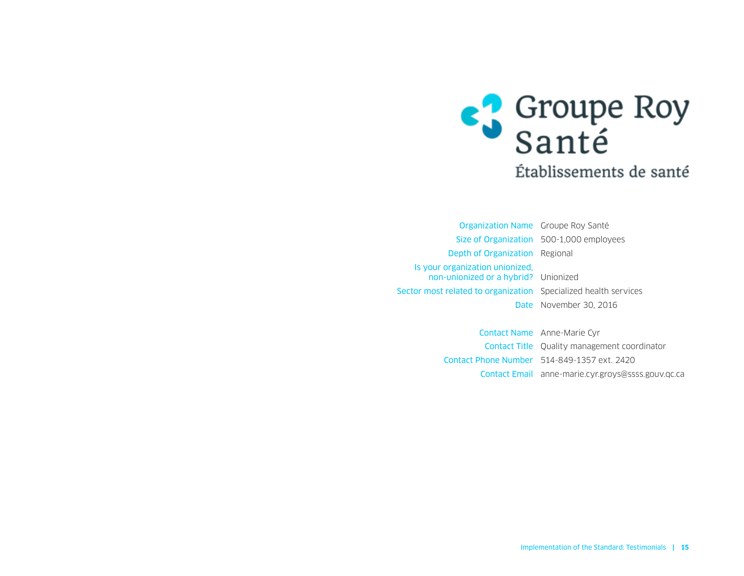Groupe Roy Santé

Établissements de santé

| | |
|---|---|
| Organization Name | Groupe Roy Santé |
| Size of Organization | 500-1,000 employees |
| Depth of Organization | Regional |
| Is your organization unionized, non-unionized or a hybrid? | Unionized |
| Sector most related to organization | Specialized health services |
| Date | November 30, 2016 |

| | |
|---|---|
| Contact Name | Anne-Marie Cyr |
| Contact Title | Quality management coordinator |
| Contact Phone Number | 514-849-1357 ext. 2420 |
| Contact Email | anne-marie.cyr.groys@ssss.gouv.qc.ca |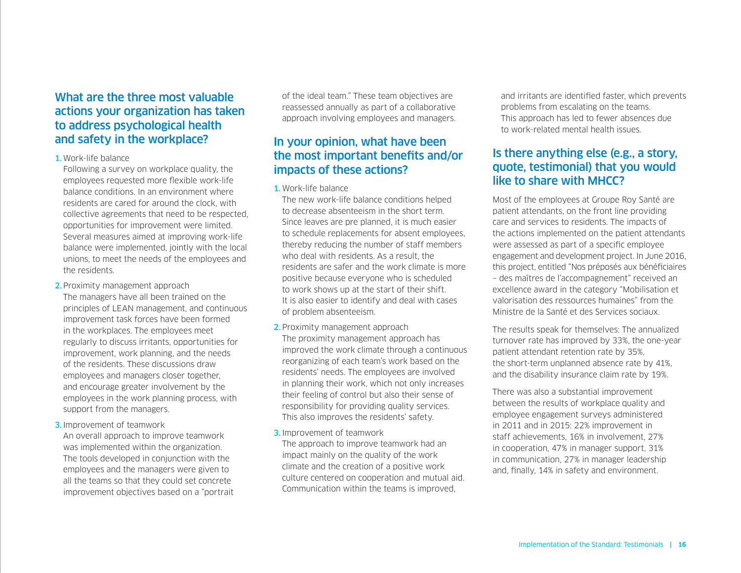## What are the three most valuable actions your organization has taken to address psychological health and safety in the workplace?

1. Work-life balance
   Following a survey on workplace quality, the employees requested more flexible work-life balance conditions. In an environment where residents are cared for around the clock, with collective agreements that need to be respected, opportunities for improvement were limited. Several measures aimed at improving work-life balance were implemented, jointly with the local unions, to meet the needs of the employees and the residents.

2. Proximity management approach
   The managers have all been trained on the principles of LEAN management, and continuous improvement task forces have been formed in the workplaces. The employees meet regularly to discuss irritants, opportunities for improvement, work planning, and the needs of the residents. These discussions draw employees and managers closer together, and encourage greater involvement by the employees in the work planning process, with support from the managers.

3. Improvement of teamwork
   An overall approach to improve teamwork was implemented within the organization. The tools developed in conjunction with the employees and the managers were given to all the teams so that they could set concrete improvement objectives based on a "portrait of the ideal team." These team objectives are reassessed annually as part of a collaborative approach involving employees and managers.

## In your opinion, what have been the most important benefits and/or impacts of these actions?

1. Work-life balance
   The new work-life balance conditions helped to decrease absenteeism in the short term. Since leaves are pre planned, it is much easier to schedule replacements for absent employees, thereby reducing the number of staff members who deal with residents. As a result, the residents are safer and the work climate is more positive because everyone who is scheduled to work shows up at the start of their shift. It is also easier to identify and deal with cases of problem absenteeism.

2. Proximity management approach
   The proximity management approach has improved the work climate through a continuous reorganizing of each team's work based on the residents' needs. The employees are involved in planning their work, which not only increases their feeling of control but also their sense of responsibility for providing quality services. This also improves the residents' safety.

3. Improvement of teamwork
   The approach to improve teamwork had an impact mainly on the quality of the work climate and the creation of a positive work culture centered on cooperation and mutual aid. Communication within the teams is improved, and irritants are identified faster, which prevents problems from escalating on the teams. This approach has led to fewer absences due to work-related mental health issues.

## Is there anything else (e.g., a story, quote, testimonial) that you would like to share with MHCC?

Most of the employees at Groupe Roy Santé are patient attendants, on the front line providing care and services to residents. The impacts of the actions implemented on the patient attendants were assessed as part of a specific employee engagement and development project. In June 2016, this project, entitled "Nos préposés aux bénéficiaires – des maîtres de l'accompagnement" received an excellence award in the category "Mobilisation et valorisation des ressources humaines" from the Ministre de la Santé et des Services sociaux.

The results speak for themselves: The annualized turnover rate has improved by 33%, the one-year patient attendant retention rate by 35%, the short-term unplanned absence rate by 41%, and the disability insurance claim rate by 19%.

There was also a substantial improvement between the results of workplace quality and employee engagement surveys administered in 2011 and in 2015: 22% improvement in staff achievements, 16% in involvement, 27% in cooperation, 47% in manager support, 31% in communication, 27% in manager leadership and, finally, 14% in safety and environment.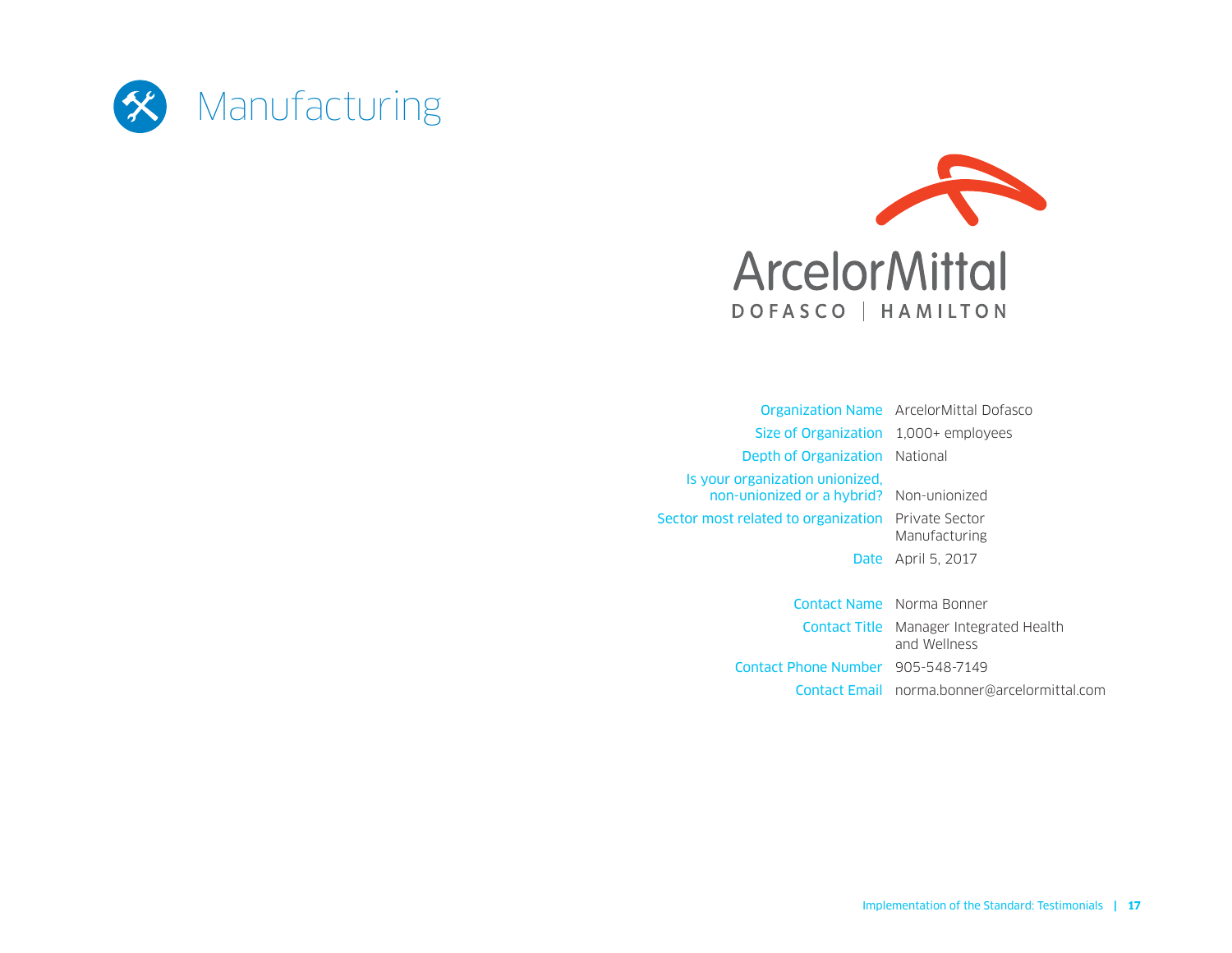# Manufacturing

ArcelorMittal
DOFASCO | HAMILTON

| | |
|---|---|
| Organization Name | ArcelorMittal Dofasco |
| Size of Organization | 1,000+ employees |
| Depth of Organization | National |
| Is your organization unionized, non-unionized or a hybrid? | Non-unionized |
| Sector most related to organization | Private Sector Manufacturing |
| Date | April 5, 2017 |
| Contact Name | Norma Bonner |
| Contact Title | Manager Integrated Health and Wellness |
| Contact Phone Number | 905-548-7149 |
| Contact Email | norma.bonner@arcelormittal.com |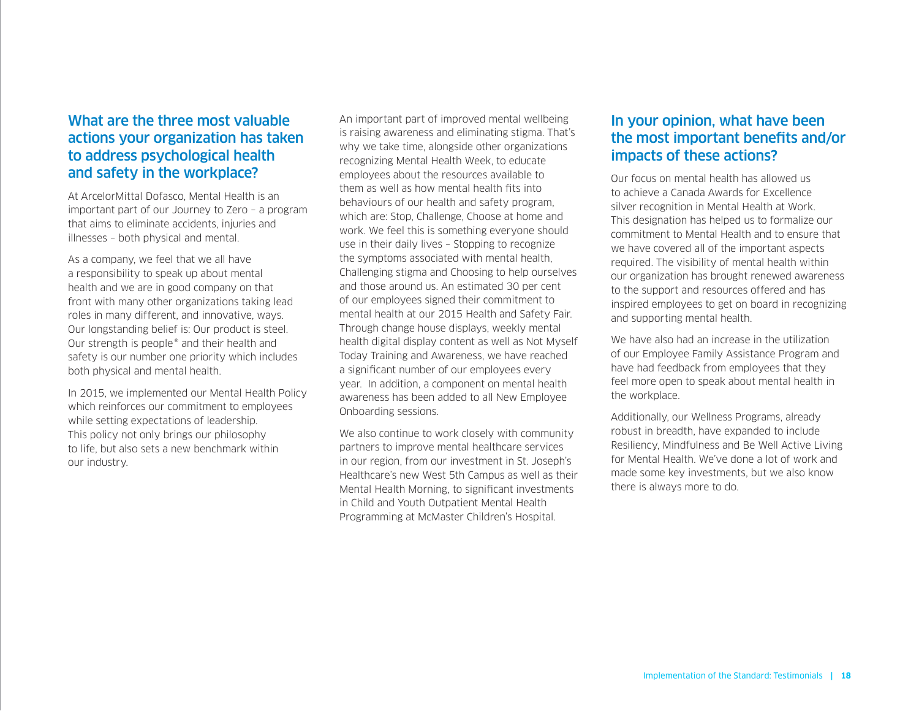## What are the three most valuable actions your organization has taken to address psychological health and safety in the workplace?

At ArcelorMittal Dofasco, Mental Health is an important part of our Journey to Zero – a program that aims to eliminate accidents, injuries and illnesses – both physical and mental.

As a company, we feel that we all have a responsibility to speak up about mental health and we are in good company on that front with many other organizations taking lead roles in many different, and innovative, ways. Our longstanding belief is: Our product is steel. Our strength is people® and their health and safety is our number one priority which includes both physical and mental health.

In 2015, we implemented our Mental Health Policy which reinforces our commitment to employees while setting expectations of leadership. This policy not only brings our philosophy to life, but also sets a new benchmark within our industry.

An important part of improved mental wellbeing is raising awareness and eliminating stigma. That's why we take time, alongside other organizations recognizing Mental Health Week, to educate employees about the resources available to them as well as how mental health fits into behaviours of our health and safety program, which are: Stop, Challenge, Choose at home and work. We feel this is something everyone should use in their daily lives – Stopping to recognize the symptoms associated with mental health, Challenging stigma and Choosing to help ourselves and those around us. An estimated 30 per cent of our employees signed their commitment to mental health at our 2015 Health and Safety Fair. Through change house displays, weekly mental health digital display content as well as Not Myself Today Training and Awareness, we have reached a significant number of our employees every year. In addition, a component on mental health awareness has been added to all New Employee Onboarding sessions.

We also continue to work closely with community partners to improve mental healthcare services in our region, from our investment in St. Joseph's Healthcare's new West 5th Campus as well as their Mental Health Morning, to significant investments in Child and Youth Outpatient Mental Health Programming at McMaster Children's Hospital.

## In your opinion, what have been the most important benefits and/or impacts of these actions?

Our focus on mental health has allowed us to achieve a Canada Awards for Excellence silver recognition in Mental Health at Work. This designation has helped us to formalize our commitment to Mental Health and to ensure that we have covered all of the important aspects required. The visibility of mental health within our organization has brought renewed awareness to the support and resources offered and has inspired employees to get on board in recognizing and supporting mental health.

We have also had an increase in the utilization of our Employee Family Assistance Program and have had feedback from employees that they feel more open to speak about mental health in the workplace.

Additionally, our Wellness Programs, already robust in breadth, have expanded to include Resiliency, Mindfulness and Be Well Active Living for Mental Health. We've done a lot of work and made some key investments, but we also know there is always more to do.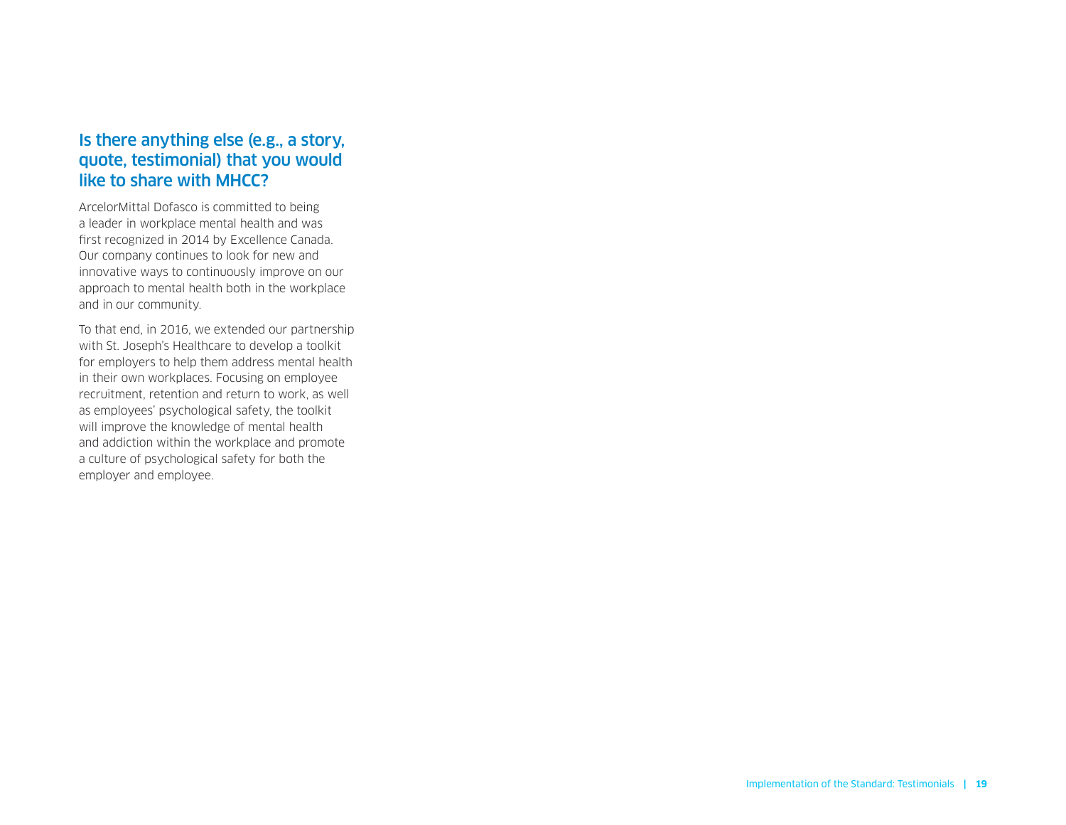## Is there anything else (e.g., a story, quote, testimonial) that you would like to share with MHCC?

ArcelorMittal Dofasco is committed to being a leader in workplace mental health and was first recognized in 2014 by Excellence Canada. Our company continues to look for new and innovative ways to continuously improve on our approach to mental health both in the workplace and in our community.

To that end, in 2016, we extended our partnership with St. Joseph's Healthcare to develop a toolkit for employers to help them address mental health in their own workplaces. Focusing on employee recruitment, retention and return to work, as well as employees' psychological safety, the toolkit will improve the knowledge of mental health and addiction within the workplace and promote a culture of psychological safety for both the employer and employee.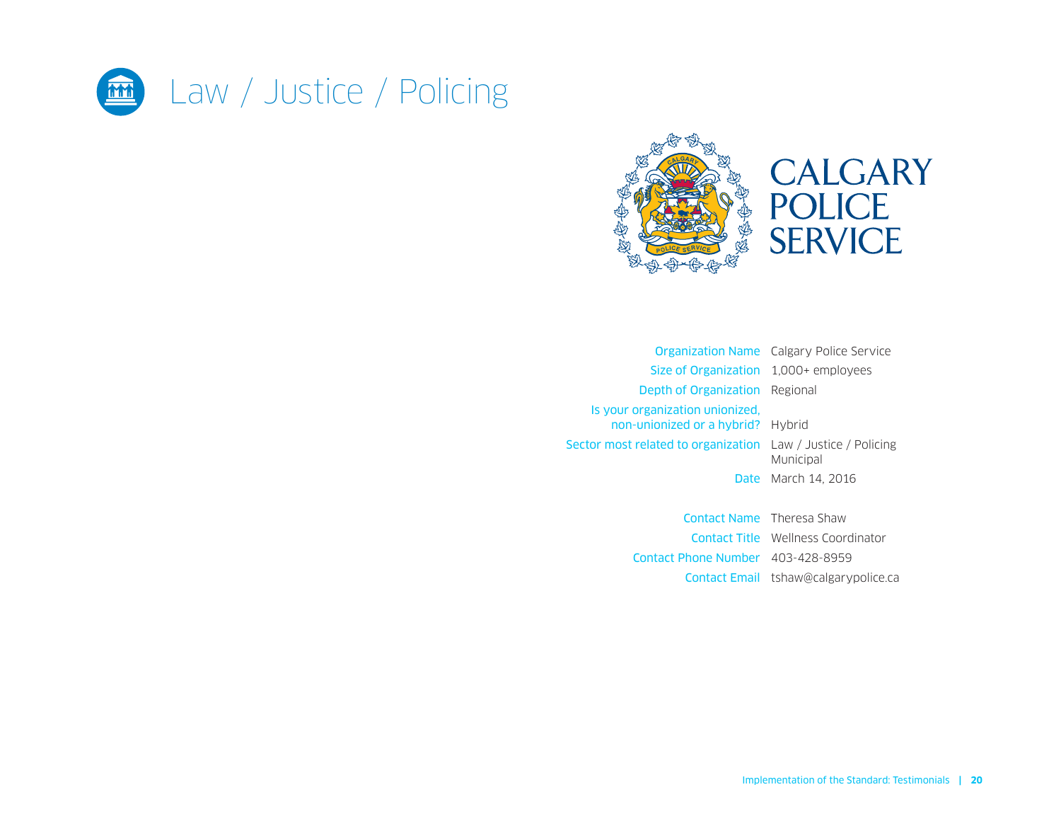# Law / Justice / Policing

CALGARY POLICE SERVICE

| | |
|---|---|
| Organization Name | Calgary Police Service |
| Size of Organization | 1,000+ employees |
| Depth of Organization | Regional |
| Is your organization unionized, non-unionized or a hybrid? | Hybrid |
| Sector most related to organization | Law / Justice / Policing Municipal |
| Date | March 14, 2016 |
| Contact Name | Theresa Shaw |
| Contact Title | Wellness Coordinator |
| Contact Phone Number | 403-428-8959 |
| Contact Email | tshaw@calgarypolice.ca |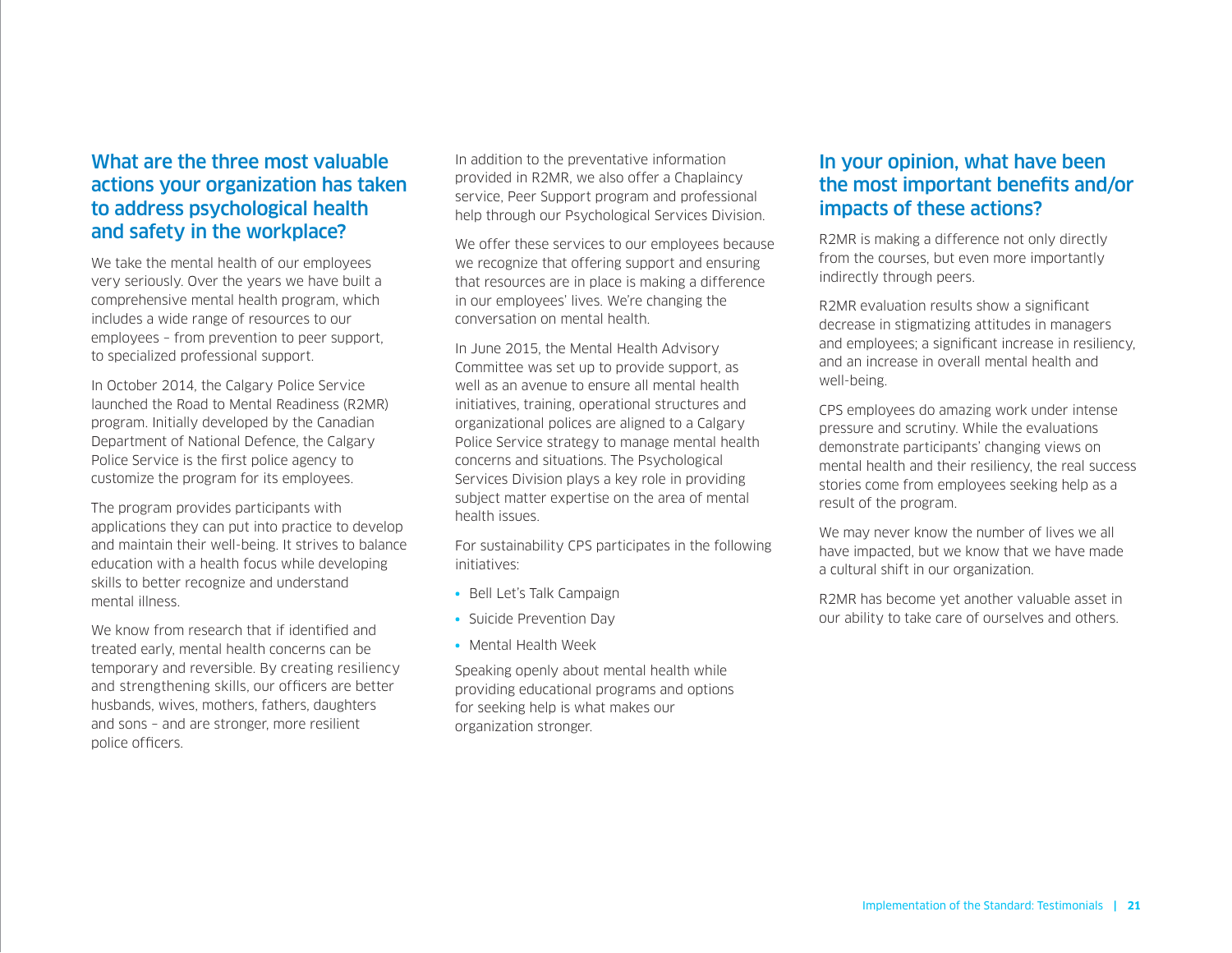## What are the three most valuable actions your organization has taken to address psychological health and safety in the workplace?

We take the mental health of our employees very seriously. Over the years we have built a comprehensive mental health program, which includes a wide range of resources to our employees – from prevention to peer support, to specialized professional support.

In October 2014, the Calgary Police Service launched the Road to Mental Readiness (R2MR) program. Initially developed by the Canadian Department of National Defence, the Calgary Police Service is the first police agency to customize the program for its employees.

The program provides participants with applications they can put into practice to develop and maintain their well-being. It strives to balance education with a health focus while developing skills to better recognize and understand mental illness.

We know from research that if identified and treated early, mental health concerns can be temporary and reversible. By creating resiliency and strengthening skills, our officers are better husbands, wives, mothers, fathers, daughters and sons – and are stronger, more resilient police officers.

In addition to the preventative information provided in R2MR, we also offer a Chaplaincy service, Peer Support program and professional help through our Psychological Services Division.

We offer these services to our employees because we recognize that offering support and ensuring that resources are in place is making a difference in our employees' lives. We're changing the conversation on mental health.

In June 2015, the Mental Health Advisory Committee was set up to provide support, as well as an avenue to ensure all mental health initiatives, training, operational structures and organizational polices are aligned to a Calgary Police Service strategy to manage mental health concerns and situations. The Psychological Services Division plays a key role in providing subject matter expertise on the area of mental health issues.

For sustainability CPS participates in the following initiatives:

- Bell Let's Talk Campaign
- Suicide Prevention Day
- Mental Health Week

Speaking openly about mental health while providing educational programs and options for seeking help is what makes our organization stronger.

## In your opinion, what have been the most important benefits and/or impacts of these actions?

R2MR is making a difference not only directly from the courses, but even more importantly indirectly through peers.

R2MR evaluation results show a significant decrease in stigmatizing attitudes in managers and employees; a significant increase in resiliency, and an increase in overall mental health and well-being.

CPS employees do amazing work under intense pressure and scrutiny. While the evaluations demonstrate participants' changing views on mental health and their resiliency, the real success stories come from employees seeking help as a result of the program.

We may never know the number of lives we all have impacted, but we know that we have made a cultural shift in our organization.

R2MR has become yet another valuable asset in our ability to take care of ourselves and others.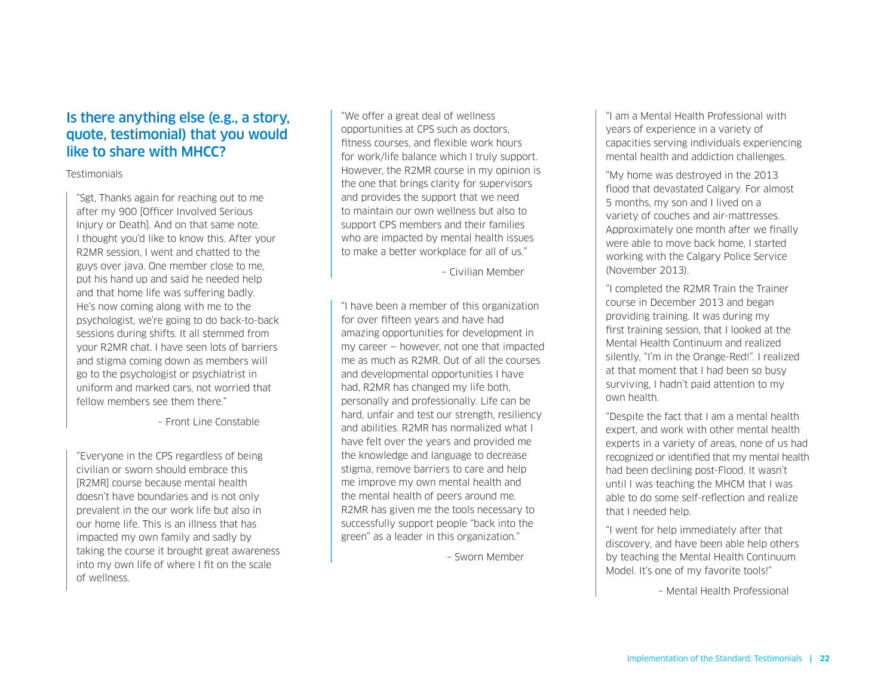## Is there anything else (e.g., a story, quote, testimonial) that you would like to share with MHCC?

Testimonials

> "Sgt, Thanks again for reaching out to me after my 900 [Officer Involved Serious Injury or Death]. And on that same note. I thought you'd like to know this. After your R2MR session, I went and chatted to the guys over java. One member close to me, put his hand up and said he needed help and that home life was suffering badly. He's now coming along with me to the psychologist, we're going to do back-to-back sessions during shifts. It all stemmed from your R2MR chat. I have seen lots of barriers and stigma coming down as members will go to the psychologist or psychiatrist in uniform and marked cars, not worried that fellow members see them there."
>
> – Front Line Constable

> "Everyone in the CPS regardless of being civilian or sworn should embrace this [R2MR] course because mental health doesn't have boundaries and is not only prevalent in the our work life but also in our home life. This is an illness that has impacted my own family and sadly by taking the course it brought great awareness into my own life of where I fit on the scale of wellness.

> "We offer a great deal of wellness opportunities at CPS such as doctors, fitness courses, and flexible work hours for work/life balance which I truly support. However, the R2MR course in my opinion is the one that brings clarity for supervisors and provides the support that we need to maintain our own wellness but also to support CPS members and their families who are impacted by mental health issues to make a better workplace for all of us."
>
> – Civilian Member

> "I have been a member of this organization for over fifteen years and have had amazing opportunities for development in my career — however, not one that impacted me as much as R2MR. Out of all the courses and developmental opportunities I have had, R2MR has changed my life both, personally and professionally. Life can be hard, unfair and test our strength, resiliency and abilities. R2MR has normalized what I have felt over the years and provided me the knowledge and language to decrease stigma, remove barriers to care and help me improve my own mental health and the mental health of peers around me. R2MR has given me the tools necessary to successfully support people "back into the green" as a leader in this organization."
>
> – Sworn Member

> "I am a Mental Health Professional with years of experience in a variety of capacities serving individuals experiencing mental health and addiction challenges.
>
> "My home was destroyed in the 2013 flood that devastated Calgary. For almost 5 months, my son and I lived on a variety of couches and air-mattresses. Approximately one month after we finally were able to move back home, I started working with the Calgary Police Service (November 2013).
>
> "I completed the R2MR Train the Trainer course in December 2013 and began providing training. It was during my first training session, that I looked at the Mental Health Continuum and realized silently, "I'm in the Orange-Red!". I realized at that moment that I had been so busy surviving, I hadn't paid attention to my own health.
>
> "Despite the fact that I am a mental health expert, and work with other mental health experts in a variety of areas, none of us had recognized or identified that my mental health had been declining post-Flood. It wasn't until I was teaching the MHCM that I was able to do some self-reflection and realize that I needed help.
>
> "I went for help immediately after that discovery, and have been able help others by teaching the Mental Health Continuum Model. It's one of my favorite tools!"
>
> – Mental Health Professional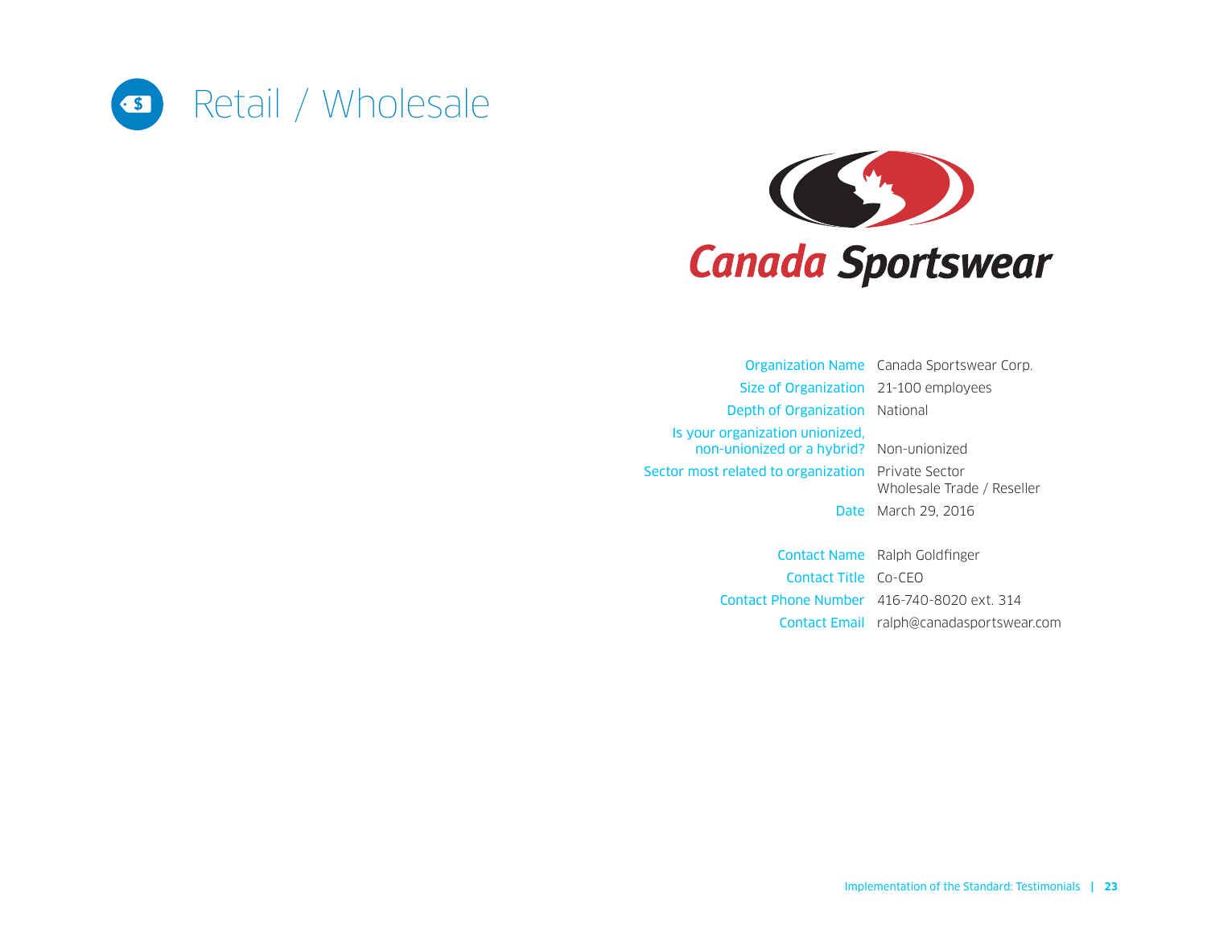# Retail / Wholesale

Canada Sportswear

| | |
|---|---|
| Organization Name | Canada Sportswear Corp. |
| Size of Organization | 21-100 employees |
| Depth of Organization | National |
| Is your organization unionized, non-unionized or a hybrid? | Non-unionized |
| Sector most related to organization | Private Sector<br>Wholesale Trade / Reseller |
| Date | March 29, 2016 |
| Contact Name | Ralph Goldfinger |
| Contact Title | Co-CEO |
| Contact Phone Number | 416-740-8020 ext. 314 |
| Contact Email | ralph@canadasportswear.com |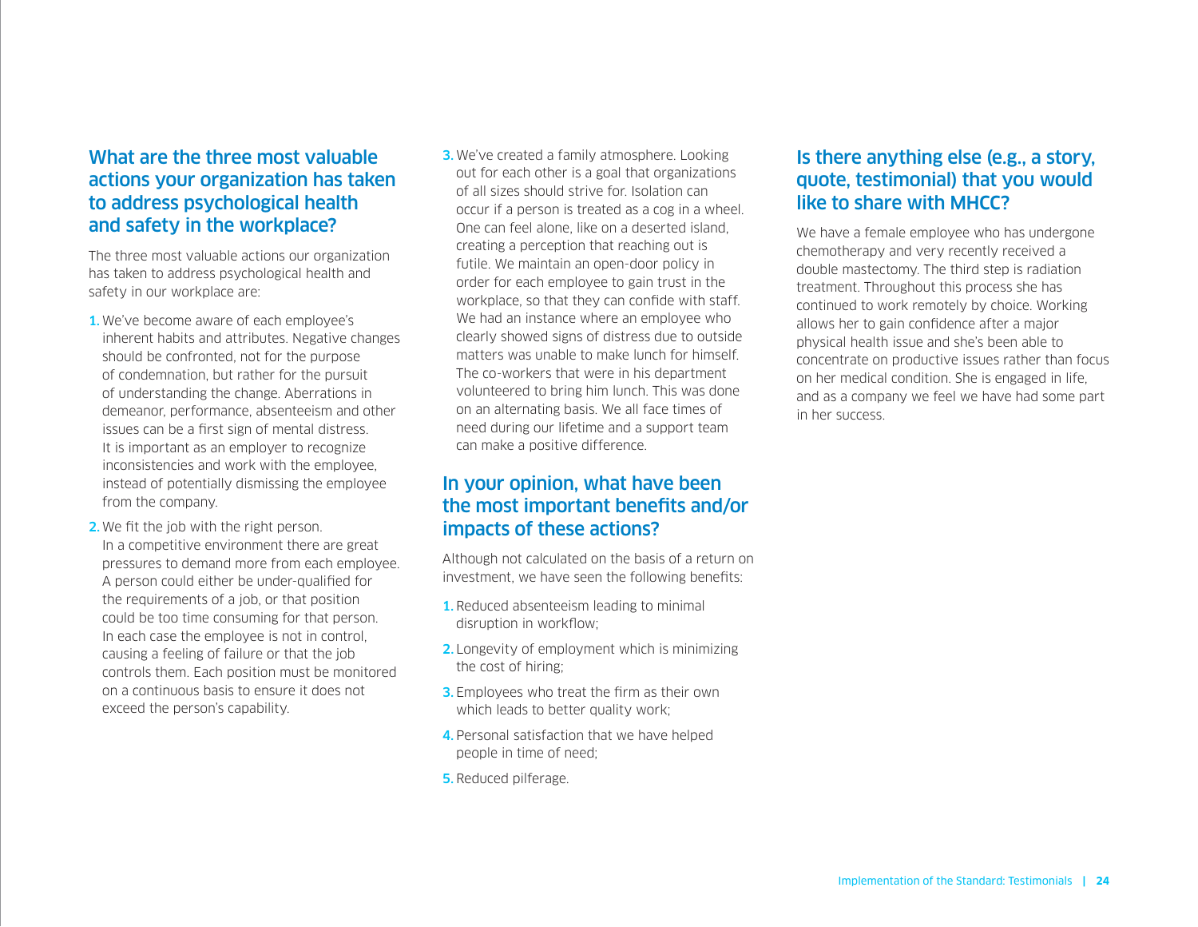## What are the three most valuable actions your organization has taken to address psychological health and safety in the workplace?

The three most valuable actions our organization has taken to address psychological health and safety in our workplace are:

1. We've become aware of each employee's inherent habits and attributes. Negative changes should be confronted, not for the purpose of condemnation, but rather for the pursuit of understanding the change. Aberrations in demeanor, performance, absenteeism and other issues can be a first sign of mental distress. It is important as an employer to recognize inconsistencies and work with the employee, instead of potentially dismissing the employee from the company.
2. We fit the job with the right person. In a competitive environment there are great pressures to demand more from each employee. A person could either be under-qualified for the requirements of a job, or that position could be too time consuming for that person. In each case the employee is not in control, causing a feeling of failure or that the job controls them. Each position must be monitored on a continuous basis to ensure it does not exceed the person's capability.
3. We've created a family atmosphere. Looking out for each other is a goal that organizations of all sizes should strive for. Isolation can occur if a person is treated as a cog in a wheel. One can feel alone, like on a deserted island, creating a perception that reaching out is futile. We maintain an open-door policy in order for each employee to gain trust in the workplace, so that they can confide with staff. We had an instance where an employee who clearly showed signs of distress due to outside matters was unable to make lunch for himself. The co-workers that were in his department volunteered to bring him lunch. This was done on an alternating basis. We all face times of need during our lifetime and a support team can make a positive difference.

## In your opinion, what have been the most important benefits and/or impacts of these actions?

Although not calculated on the basis of a return on investment, we have seen the following benefits:

1. Reduced absenteeism leading to minimal disruption in workflow;
2. Longevity of employment which is minimizing the cost of hiring;
3. Employees who treat the firm as their own which leads to better quality work;
4. Personal satisfaction that we have helped people in time of need;
5. Reduced pilferage.

## Is there anything else (e.g., a story, quote, testimonial) that you would like to share with MHCC?

We have a female employee who has undergone chemotherapy and very recently received a double mastectomy. The third step is radiation treatment. Throughout this process she has continued to work remotely by choice. Working allows her to gain confidence after a major physical health issue and she's been able to concentrate on productive issues rather than focus on her medical condition. She is engaged in life, and as a company we feel we have had some part in her success.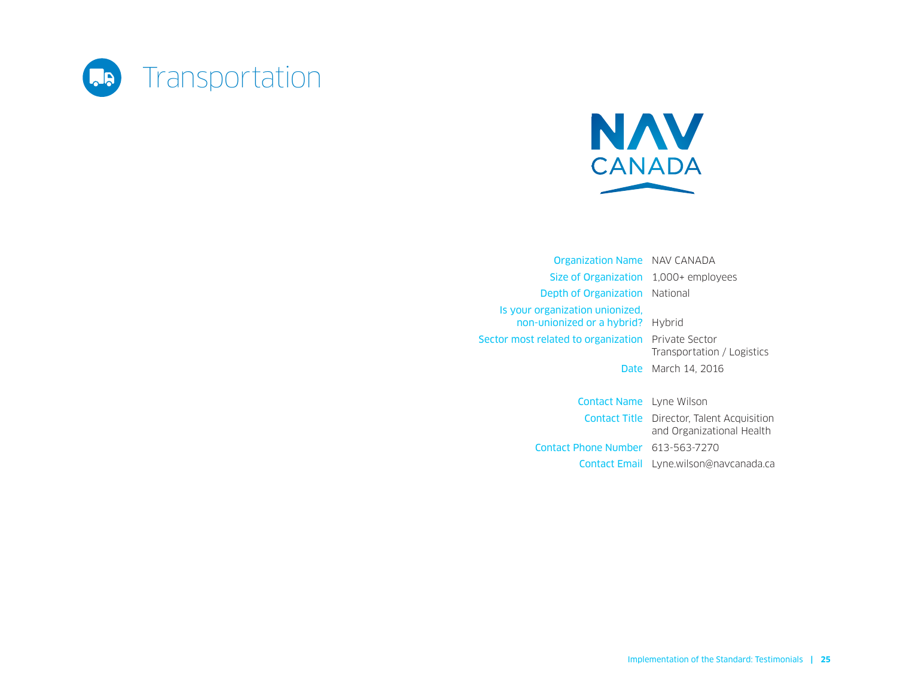# Transportation

NAV CANADA

| | |
|---|---|
| Organization Name | NAV CANADA |
| Size of Organization | 1,000+ employees |
| Depth of Organization | National |
| Is your organization unionized, non-unionized or a hybrid? | Hybrid |
| Sector most related to organization | Private Sector Transportation / Logistics |
| Date | March 14, 2016 |
| Contact Name | Lyne Wilson |
| Contact Title | Director, Talent Acquisition and Organizational Health |
| Contact Phone Number | 613-563-7270 |
| Contact Email | Lyne.wilson@navcanada.ca |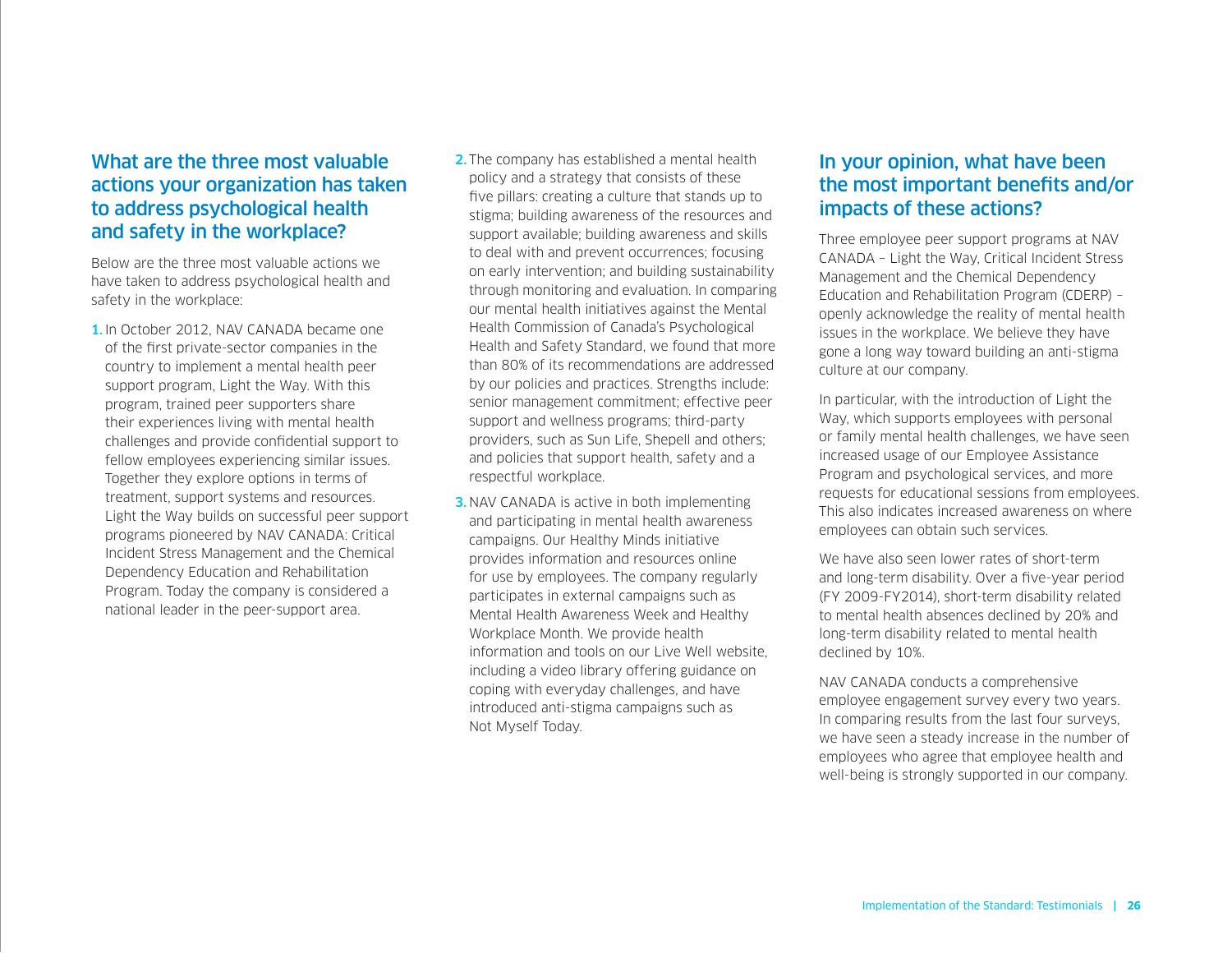## What are the three most valuable actions your organization has taken to address psychological health and safety in the workplace?

Below are the three most valuable actions we have taken to address psychological health and safety in the workplace:

1. In October 2012, NAV CANADA became one of the first private-sector companies in the country to implement a mental health peer support program, Light the Way. With this program, trained peer supporters share their experiences living with mental health challenges and provide confidential support to fellow employees experiencing similar issues. Together they explore options in terms of treatment, support systems and resources. Light the Way builds on successful peer support programs pioneered by NAV CANADA: Critical Incident Stress Management and the Chemical Dependency Education and Rehabilitation Program. Today the company is considered a national leader in the peer-support area.
2. The company has established a mental health policy and a strategy that consists of these five pillars: creating a culture that stands up to stigma; building awareness of the resources and support available; building awareness and skills to deal with and prevent occurrences; focusing on early intervention; and building sustainability through monitoring and evaluation. In comparing our mental health initiatives against the Mental Health Commission of Canada's Psychological Health and Safety Standard, we found that more than 80% of its recommendations are addressed by our policies and practices. Strengths include: senior management commitment; effective peer support and wellness programs; third-party providers, such as Sun Life, Shepell and others; and policies that support health, safety and a respectful workplace.
3. NAV CANADA is active in both implementing and participating in mental health awareness campaigns. Our Healthy Minds initiative provides information and resources online for use by employees. The company regularly participates in external campaigns such as Mental Health Awareness Week and Healthy Workplace Month. We provide health information and tools on our Live Well website, including a video library offering guidance on coping with everyday challenges, and have introduced anti-stigma campaigns such as Not Myself Today.

## In your opinion, what have been the most important benefits and/or impacts of these actions?

Three employee peer support programs at NAV CANADA – Light the Way, Critical Incident Stress Management and the Chemical Dependency Education and Rehabilitation Program (CDERP) – openly acknowledge the reality of mental health issues in the workplace. We believe they have gone a long way toward building an anti-stigma culture at our company.

In particular, with the introduction of Light the Way, which supports employees with personal or family mental health challenges, we have seen increased usage of our Employee Assistance Program and psychological services, and more requests for educational sessions from employees. This also indicates increased awareness on where employees can obtain such services.

We have also seen lower rates of short-term and long-term disability. Over a five-year period (FY 2009-FY2014), short-term disability related to mental health absences declined by 20% and long-term disability related to mental health declined by 10%.

NAV CANADA conducts a comprehensive employee engagement survey every two years. In comparing results from the last four surveys, we have seen a steady increase in the number of employees who agree that employee health and well-being is strongly supported in our company.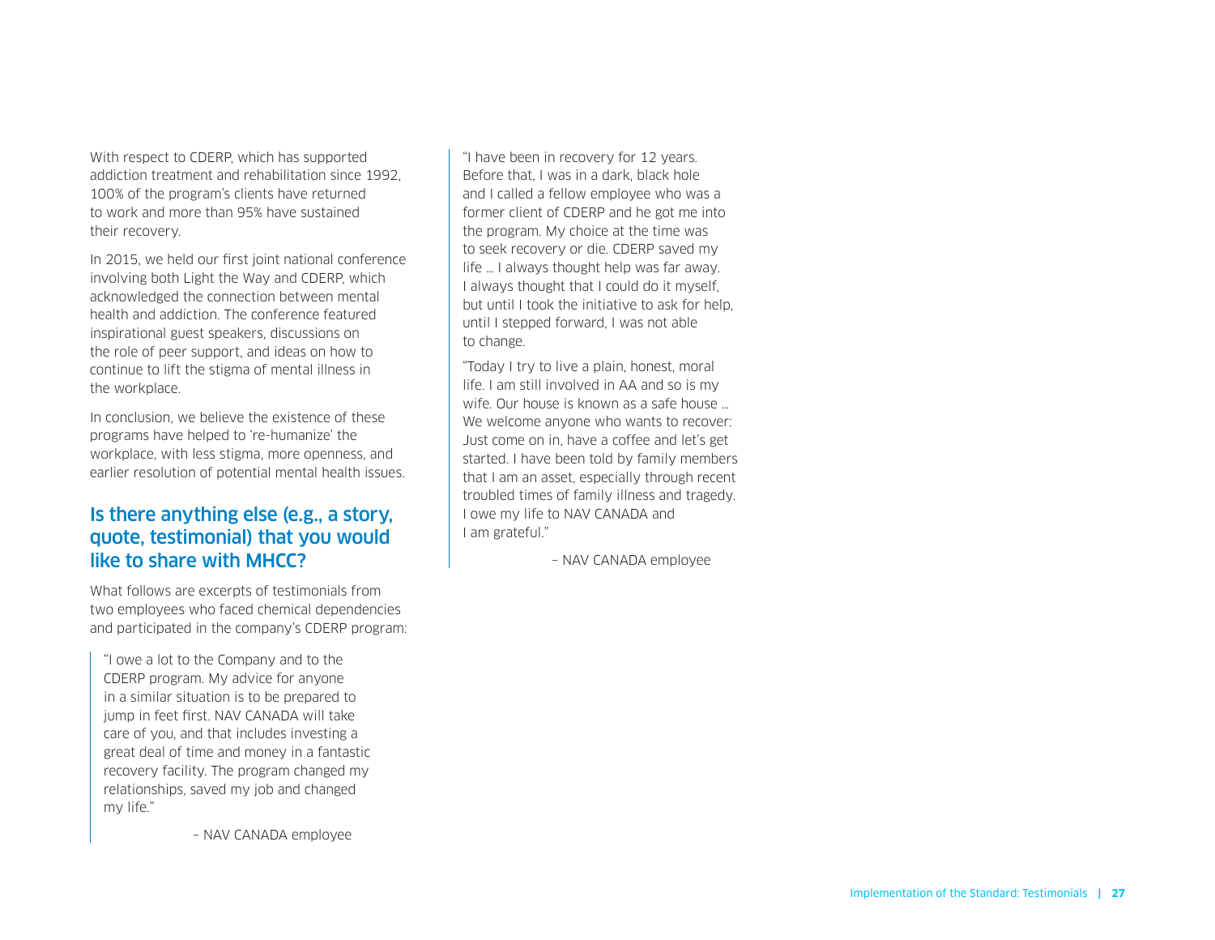With respect to CDERP, which has supported addiction treatment and rehabilitation since 1992, 100% of the program's clients have returned to work and more than 95% have sustained their recovery.

In 2015, we held our first joint national conference involving both Light the Way and CDERP, which acknowledged the connection between mental health and addiction. The conference featured inspirational guest speakers, discussions on the role of peer support, and ideas on how to continue to lift the stigma of mental illness in the workplace.

In conclusion, we believe the existence of these programs have helped to 're-humanize' the workplace, with less stigma, more openness, and earlier resolution of potential mental health issues.

## Is there anything else (e.g., a story, quote, testimonial) that you would like to share with MHCC?

What follows are excerpts of testimonials from two employees who faced chemical dependencies and participated in the company's CDERP program:

> "I owe a lot to the Company and to the CDERP program. My advice for anyone in a similar situation is to be prepared to jump in feet first. NAV CANADA will take care of you, and that includes investing a great deal of time and money in a fantastic recovery facility. The program changed my relationships, saved my job and changed my life."
>
> – NAV CANADA employee

> "I have been in recovery for 12 years. Before that, I was in a dark, black hole and I called a fellow employee who was a former client of CDERP and he got me into the program. My choice at the time was to seek recovery or die. CDERP saved my life … I always thought help was far away. I always thought that I could do it myself, but until I took the initiative to ask for help, until I stepped forward, I was not able to change.
>
> "Today I try to live a plain, honest, moral life. I am still involved in AA and so is my wife. Our house is known as a safe house … We welcome anyone who wants to recover: Just come on in, have a coffee and let's get started. I have been told by family members that I am an asset, especially through recent troubled times of family illness and tragedy. I owe my life to NAV CANADA and I am grateful."
>
> – NAV CANADA employee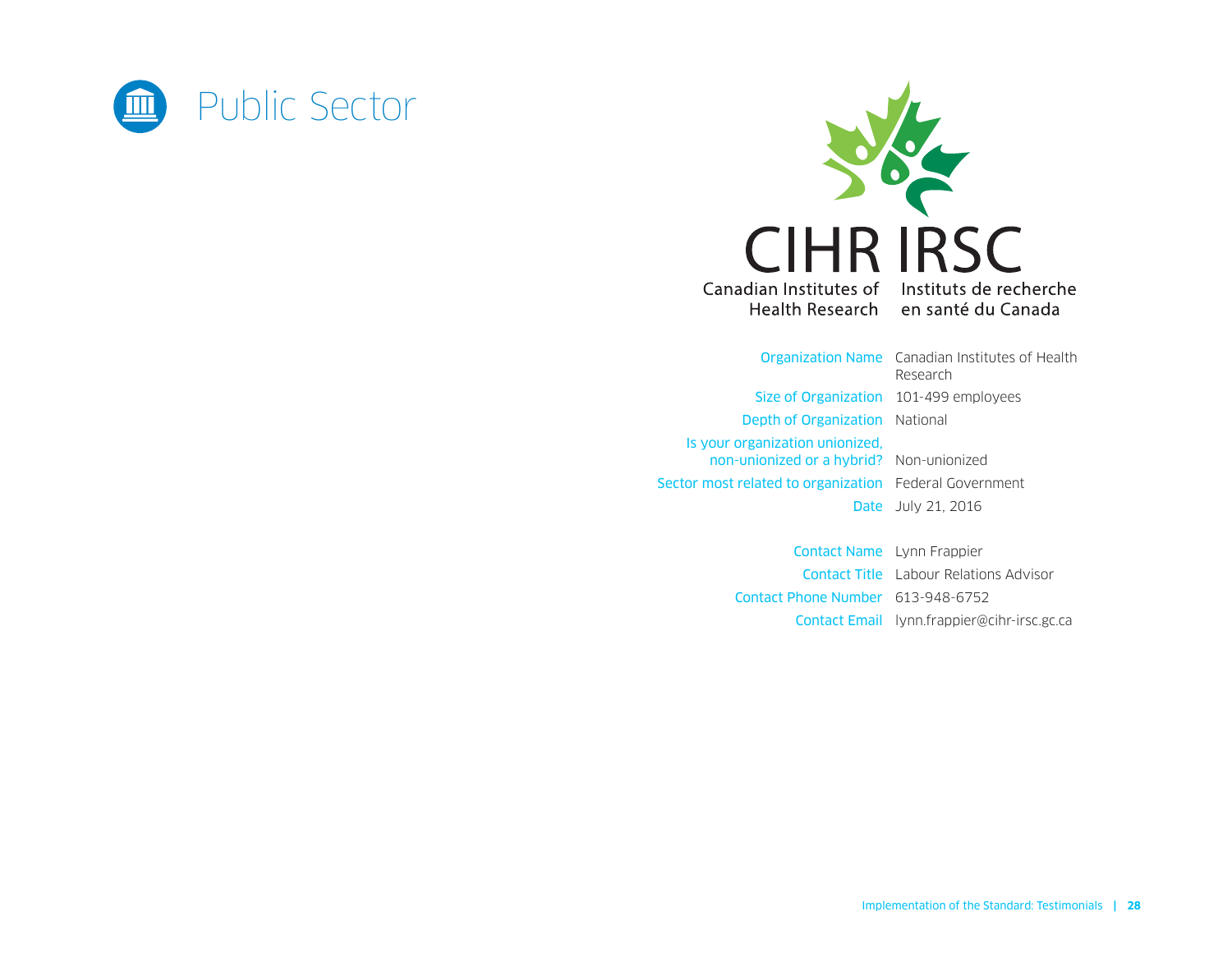# Public Sector

CIHR IRSC

Canadian Institutes of Health Research

Instituts de recherche en santé du Canada

| | |
|---|---|
| Organization Name | Canadian Institutes of Health Research |
| Size of Organization | 101-499 employees |
| Depth of Organization | National |
| Is your organization unionized, non-unionized or a hybrid? | Non-unionized |
| Sector most related to organization | Federal Government |
| Date | July 21, 2016 |

| | |
|---|---|
| Contact Name | Lynn Frappier |
| Contact Title | Labour Relations Advisor |
| Contact Phone Number | 613-948-6752 |
| Contact Email | lynn.frappier@cihr-irsc.gc.ca |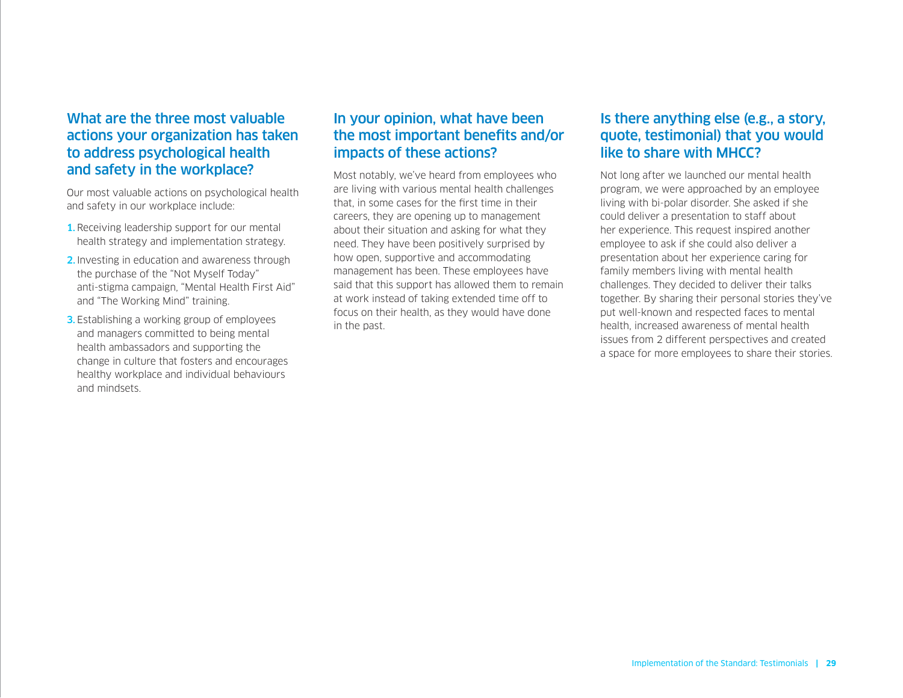## What are the three most valuable actions your organization has taken to address psychological health and safety in the workplace?

Our most valuable actions on psychological health and safety in our workplace include:

1. Receiving leadership support for our mental health strategy and implementation strategy.
2. Investing in education and awareness through the purchase of the "Not Myself Today" anti-stigma campaign, "Mental Health First Aid" and "The Working Mind" training.
3. Establishing a working group of employees and managers committed to being mental health ambassadors and supporting the change in culture that fosters and encourages healthy workplace and individual behaviours and mindsets.

## In your opinion, what have been the most important benefits and/or impacts of these actions?

Most notably, we've heard from employees who are living with various mental health challenges that, in some cases for the first time in their careers, they are opening up to management about their situation and asking for what they need. They have been positively surprised by how open, supportive and accommodating management has been. These employees have said that this support has allowed them to remain at work instead of taking extended time off to focus on their health, as they would have done in the past.

## Is there anything else (e.g., a story, quote, testimonial) that you would like to share with MHCC?

Not long after we launched our mental health program, we were approached by an employee living with bi-polar disorder. She asked if she could deliver a presentation to staff about her experience. This request inspired another employee to ask if she could also deliver a presentation about her experience caring for family members living with mental health challenges. They decided to deliver their talks together. By sharing their personal stories they've put well-known and respected faces to mental health, increased awareness of mental health issues from 2 different perspectives and created a space for more employees to share their stories.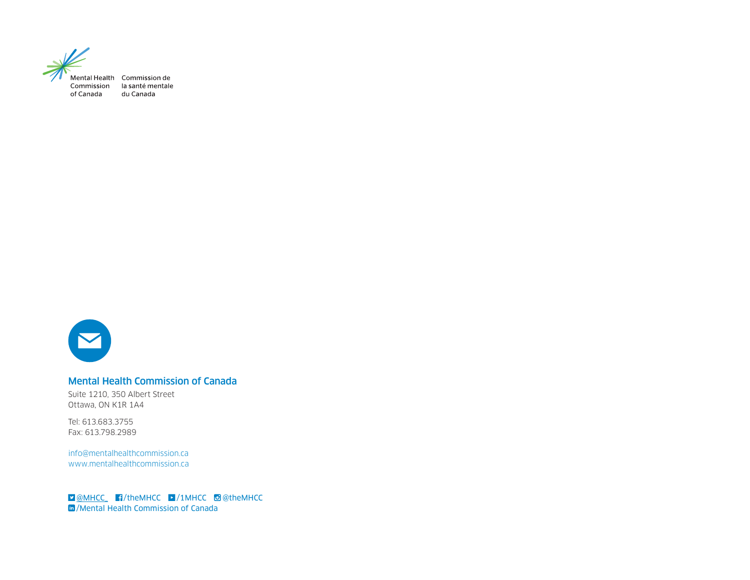Mental Health Commission of Canada

Commission de la santé mentale du Canada

**Mental Health Commission of Canada**

Suite 1210, 350 Albert Street
Ottawa, ON K1R 1A4

Tel: 613.683.3755
Fax: 613.798.2989

info@mentalhealthcommission.ca
www.mentalhealthcommission.ca

@MHCC_ /theMHCC /1MHCC @theMHCC
/Mental Health Commission of Canada